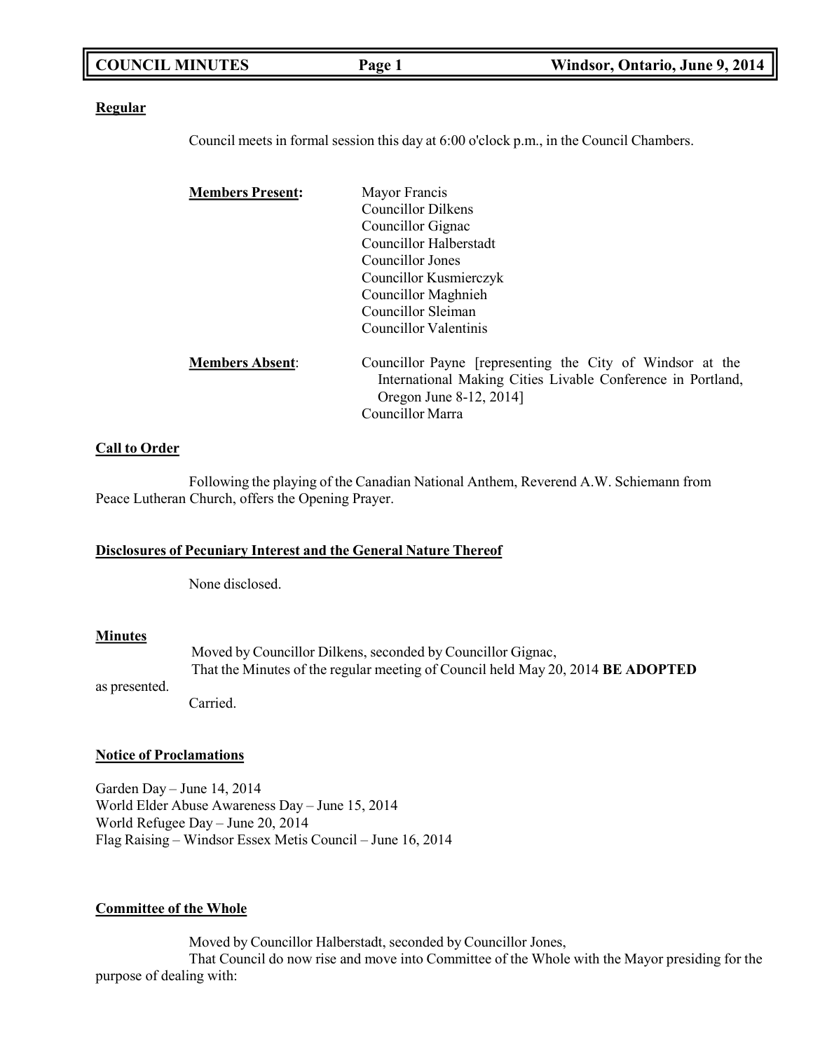**Regular**

Council meets in formal session this day at 6:00 o'clock p.m., in the Council Chambers.

**Members Present:**

Mayor Francis
Councillor Dilkens
Councillor Gignac
Councillor Halberstadt
Councillor Jones
Councillor Kusmierczyk
Councillor Maghnieh
Councillor Sleiman
Councillor Valentinis

**Members Absent**:

Councillor Payne [representing the City of Windsor at the International Making Cities Livable Conference in Portland, Oregon June 8-12, 2014]
Councillor Marra

**Call to Order**

Following the playing of the Canadian National Anthem, Reverend A.W. Schiemann from Peace Lutheran Church, offers the Opening Prayer.

**Disclosures of Pecuniary Interest and the General Nature Thereof**

None disclosed.

**Minutes**

Moved by Councillor Dilkens, seconded by Councillor Gignac,
That the Minutes of the regular meeting of Council held May 20, 2014 **BE ADOPTED** as presented.
Carried.

**Notice of Proclamations**

Garden Day – June 14, 2014
World Elder Abuse Awareness Day – June 15, 2014
World Refugee Day – June 20, 2014
Flag Raising – Windsor Essex Metis Council – June 16, 2014

**Committee of the Whole**

Moved by Councillor Halberstadt, seconded by Councillor Jones,
That Council do now rise and move into Committee of the Whole with the Mayor presiding for the purpose of dealing with: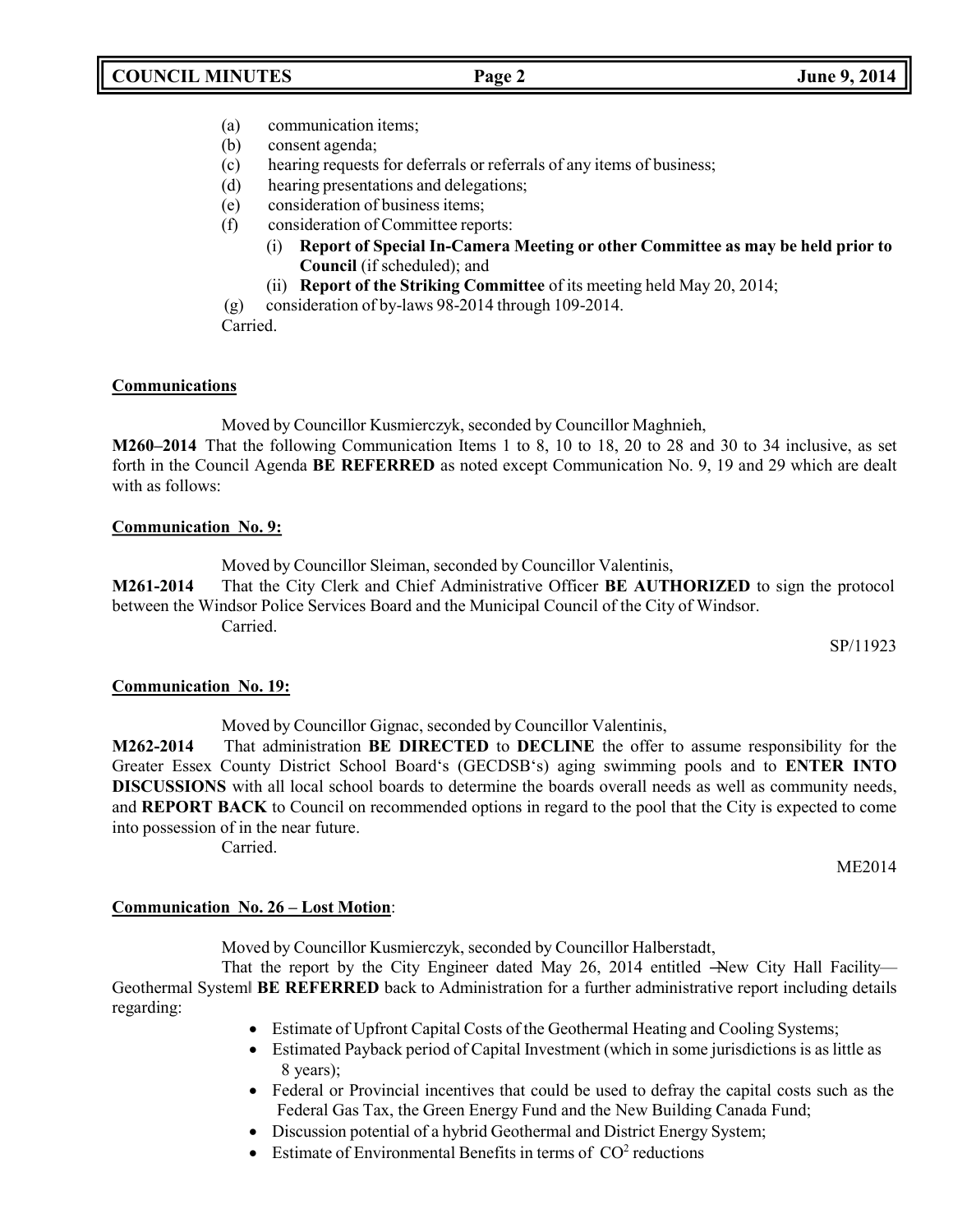(a) communication items;
(b) consent agenda;
(c) hearing requests for deferrals or referrals of any items of business;
(d) hearing presentations and delegations;
(e) consideration of business items;
(f) consideration of Committee reports:
   (i) **Report of Special In-Camera Meeting or other Committee as may be held prior to Council** (if scheduled); and
   (ii) **Report of the Striking Committee** of its meeting held May 20, 2014;
(g) consideration of by-laws 98-2014 through 109-2014.

Carried.

**Communications**

Moved by Councillor Kusmierczyk, seconded by Councillor Maghnieh,

**M260–2014** That the following Communication Items 1 to 8, 10 to 18, 20 to 28 and 30 to 34 inclusive, as set forth in the Council Agenda **BE REFERRED** as noted except Communication No. 9, 19 and 29 which are dealt with as follows:

**Communication No. 9:**

Moved by Councillor Sleiman, seconded by Councillor Valentinis,

**M261-2014** That the City Clerk and Chief Administrative Officer **BE AUTHORIZED** to sign the protocol between the Windsor Police Services Board and the Municipal Council of the City of Windsor.

Carried.

SP/11923

**Communication No. 19:**

Moved by Councillor Gignac, seconded by Councillor Valentinis,

**M262-2014** That administration **BE DIRECTED** to **DECLINE** the offer to assume responsibility for the Greater Essex County District School Board's (GECDSB's) aging swimming pools and to **ENTER INTO DISCUSSIONS** with all local school boards to determine the boards overall needs as well as community needs, and **REPORT BACK** to Council on recommended options in regard to the pool that the City is expected to come into possession of in the near future.

Carried.

ME2014

**Communication No. 26 – Lost Motion**:

Moved by Councillor Kusmierczyk, seconded by Councillor Halberstadt,

That the report by the City Engineer dated May 26, 2014 entitled ―New City Hall Facility— Geothermal System‖ **BE REFERRED** back to Administration for a further administrative report including details regarding:

- Estimate of Upfront Capital Costs of the Geothermal Heating and Cooling Systems;
- Estimated Payback period of Capital Investment (which in some jurisdictions is as little as 8 years);
- Federal or Provincial incentives that could be used to defray the capital costs such as the Federal Gas Tax, the Green Energy Fund and the New Building Canada Fund;
- Discussion potential of a hybrid Geothermal and District Energy System;
- Estimate of Environmental Benefits in terms of $CO^2$ reductions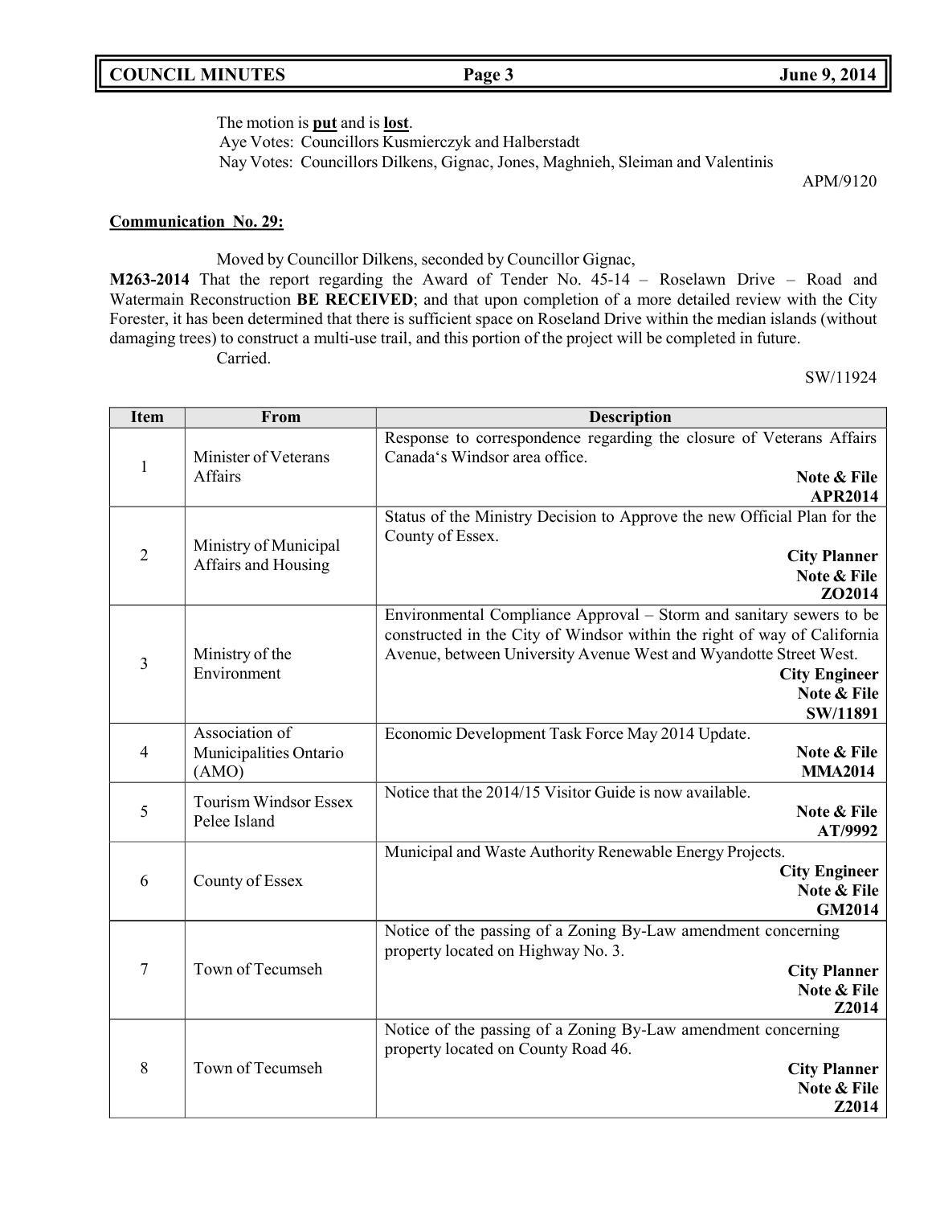The motion is **put** and is **lost**.
Aye Votes: Councillors Kusmierczyk and Halberstadt
Nay Votes: Councillors Dilkens, Gignac, Jones, Maghnieh, Sleiman and Valentinis

APM/9120

**Communication No. 29:**

Moved by Councillor Dilkens, seconded by Councillor Gignac,

**M263-2014** That the report regarding the Award of Tender No. 45-14 – Roselawn Drive – Road and Watermain Reconstruction **BE RECEIVED**; and that upon completion of a more detailed review with the City Forester, it has been determined that there is sufficient space on Roseland Drive within the median islands (without damaging trees) to construct a multi-use trail, and this portion of the project will be completed in future.

Carried.

SW/11924

| Item | From | Description |
|---|---|---|
| 1 | Minister of Veterans Affairs | Response to correspondence regarding the closure of Veterans Affairs Canada's Windsor area office. **Note & File** **APR2014** |
| 2 | Ministry of Municipal Affairs and Housing | Status of the Ministry Decision to Approve the new Official Plan for the County of Essex. **City Planner** **Note & File** **ZO2014** |
| 3 | Ministry of the Environment | Environmental Compliance Approval – Storm and sanitary sewers to be constructed in the City of Windsor within the right of way of California Avenue, between University Avenue West and Wyandotte Street West. **City Engineer** **Note & File** **SW/11891** |
| 4 | Association of Municipalities Ontario (AMO) | Economic Development Task Force May 2014 Update. **Note & File** **MMA2014** |
| 5 | Tourism Windsor Essex Pelee Island | Notice that the 2014/15 Visitor Guide is now available. **Note & File** **AT/9992** |
| 6 | County of Essex | Municipal and Waste Authority Renewable Energy Projects. **City Engineer** **Note & File** **GM2014** |
| 7 | Town of Tecumseh | Notice of the passing of a Zoning By-Law amendment concerning property located on Highway No. 3. **City Planner** **Note & File** **Z2014** |
| 8 | Town of Tecumseh | Notice of the passing of a Zoning By-Law amendment concerning property located on County Road 46. **City Planner** **Note & File** **Z2014** |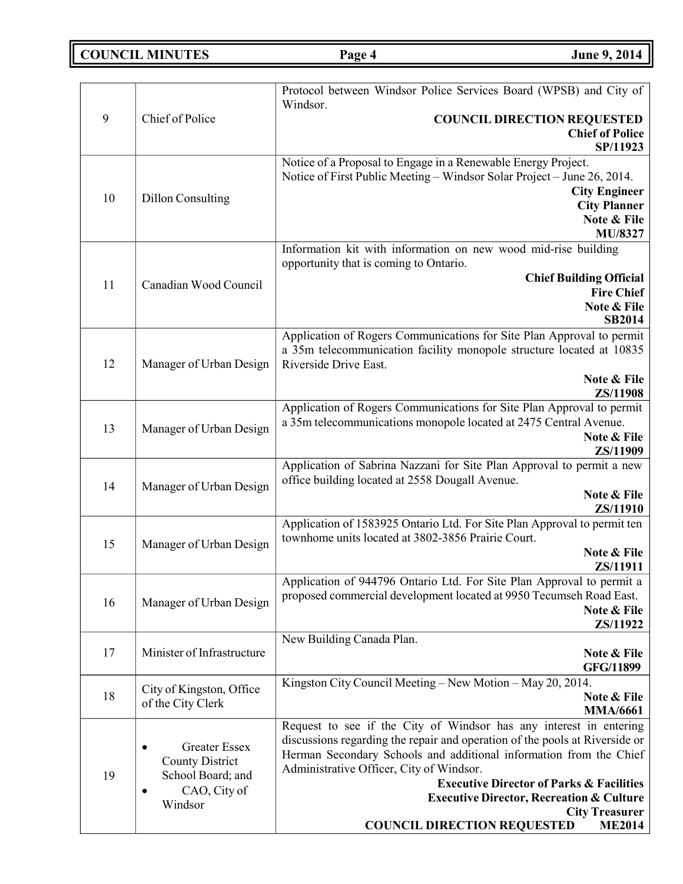| | | |
|---|---|---|
| 9 | Chief of Police | Protocol between Windsor Police Services Board (WPSB) and City of Windsor. **COUNCIL DIRECTION REQUESTED** **Chief of Police** **SP/11923** |
| 10 | Dillon Consulting | Notice of a Proposal to Engage in a Renewable Energy Project. Notice of First Public Meeting – Windsor Solar Project – June 26, 2014. **City Engineer** **City Planner** **Note & File** **MU/8327** |
| 11 | Canadian Wood Council | Information kit with information on new wood mid-rise building opportunity that is coming to Ontario. **Chief Building Official** **Fire Chief** **Note & File** **SB2014** |
| 12 | Manager of Urban Design | Application of Rogers Communications for Site Plan Approval to permit a 35m telecommunication facility monopole structure located at 10835 Riverside Drive East. **Note & File** **ZS/11908** |
| 13 | Manager of Urban Design | Application of Rogers Communications for Site Plan Approval to permit a 35m telecommunications monopole located at 2475 Central Avenue. **Note & File** **ZS/11909** |
| 14 | Manager of Urban Design | Application of Sabrina Nazzani for Site Plan Approval to permit a new office building located at 2558 Dougall Avenue. **Note & File** **ZS/11910** |
| 15 | Manager of Urban Design | Application of 1583925 Ontario Ltd. For Site Plan Approval to permit ten townhome units located at 3802-3856 Prairie Court. **Note & File** **ZS/11911** |
| 16 | Manager of Urban Design | Application of 944796 Ontario Ltd. For Site Plan Approval to permit a proposed commercial development located at 9950 Tecumseh Road East. **Note & File** **ZS/11922** |
| 17 | Minister of Infrastructure | New Building Canada Plan. **Note & File** **GFG/11899** |
| 18 | City of Kingston, Office of the City Clerk | Kingston City Council Meeting – New Motion – May 20, 2014. **Note & File** **MMA/6661** |
| 19 | • Greater Essex County District School Board; and • CAO, City of Windsor | Request to see if the City of Windsor has any interest in entering discussions regarding the repair and operation of the pools at Riverside or Herman Secondary Schools and additional information from the Chief Administrative Officer, City of Windsor. **Executive Director of Parks & Facilities** **Executive Director, Recreation & Culture** **City Treasurer** **COUNCIL DIRECTION REQUESTED** **ME2014** |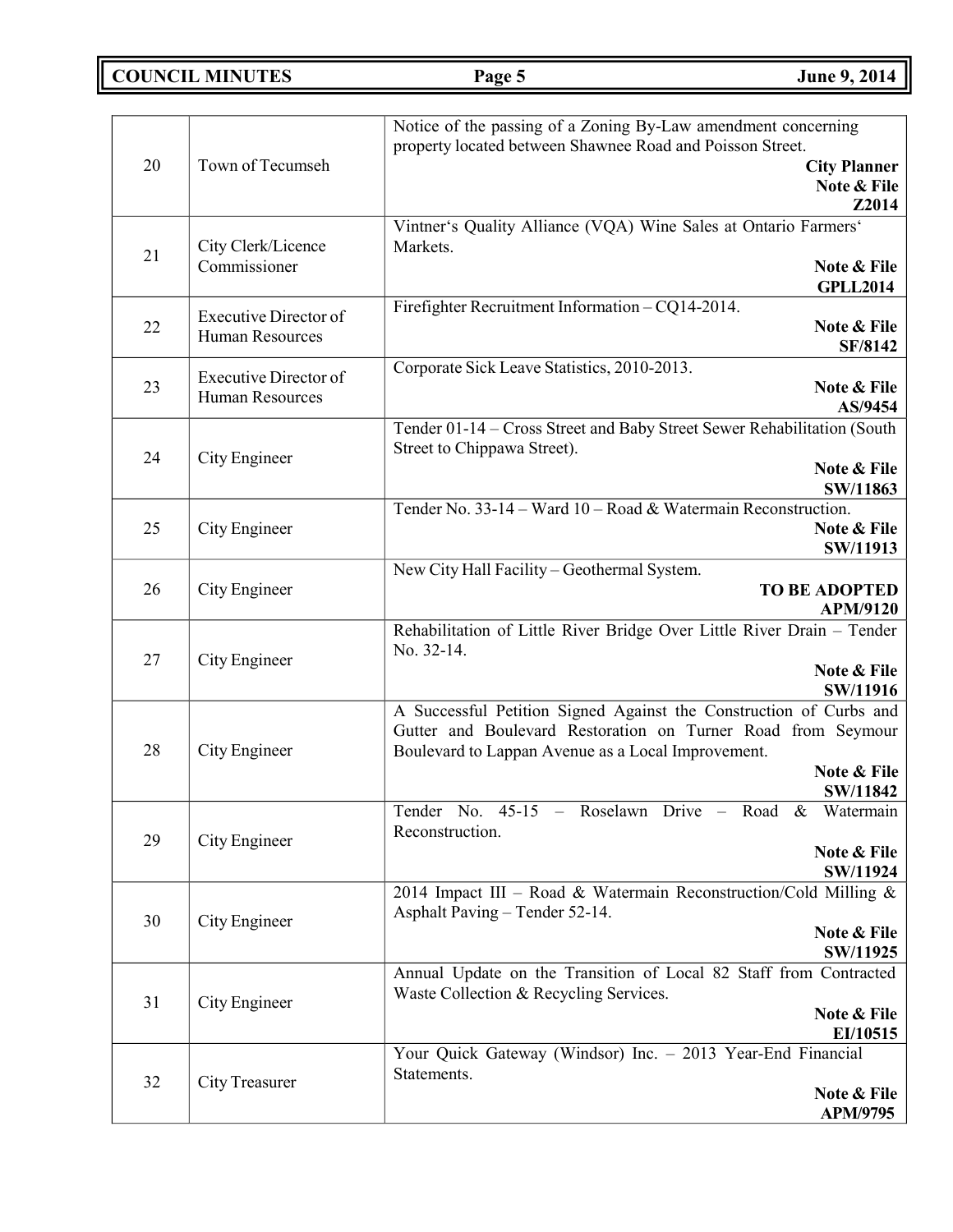| | | |
|---|---|---|
| 20 | Town of Tecumseh | Notice of the passing of a Zoning By-Law amendment concerning property located between Shawnee Road and Poisson Street. **City Planner** **Note & File** **Z2014** |
| 21 | City Clerk/Licence Commissioner | Vintner's Quality Alliance (VQA) Wine Sales at Ontario Farmers' Markets. **Note & File** **GPLL2014** |
| 22 | Executive Director of Human Resources | Firefighter Recruitment Information – CQ14-2014. **Note & File** **SF/8142** |
| 23 | Executive Director of Human Resources | Corporate Sick Leave Statistics, 2010-2013. **Note & File** **AS/9454** |
| 24 | City Engineer | Tender 01-14 – Cross Street and Baby Street Sewer Rehabilitation (South Street to Chippawa Street). **Note & File** **SW/11863** |
| 25 | City Engineer | Tender No. 33-14 – Ward 10 – Road & Watermain Reconstruction. **Note & File** **SW/11913** |
| 26 | City Engineer | New City Hall Facility – Geothermal System. **TO BE ADOPTED** **APM/9120** |
| 27 | City Engineer | Rehabilitation of Little River Bridge Over Little River Drain – Tender No. 32-14. **Note & File** **SW/11916** |
| 28 | City Engineer | A Successful Petition Signed Against the Construction of Curbs and Gutter and Boulevard Restoration on Turner Road from Seymour Boulevard to Lappan Avenue as a Local Improvement. **Note & File** **SW/11842** |
| 29 | City Engineer | Tender No. 45-15 – Roselawn Drive – Road & Watermain Reconstruction. **Note & File** **SW/11924** |
| 30 | City Engineer | 2014 Impact III – Road & Watermain Reconstruction/Cold Milling & Asphalt Paving – Tender 52-14. **Note & File** **SW/11925** |
| 31 | City Engineer | Annual Update on the Transition of Local 82 Staff from Contracted Waste Collection & Recycling Services. **Note & File** **EI/10515** |
| 32 | City Treasurer | Your Quick Gateway (Windsor) Inc. – 2013 Year-End Financial Statements. **Note & File** **APM/9795** |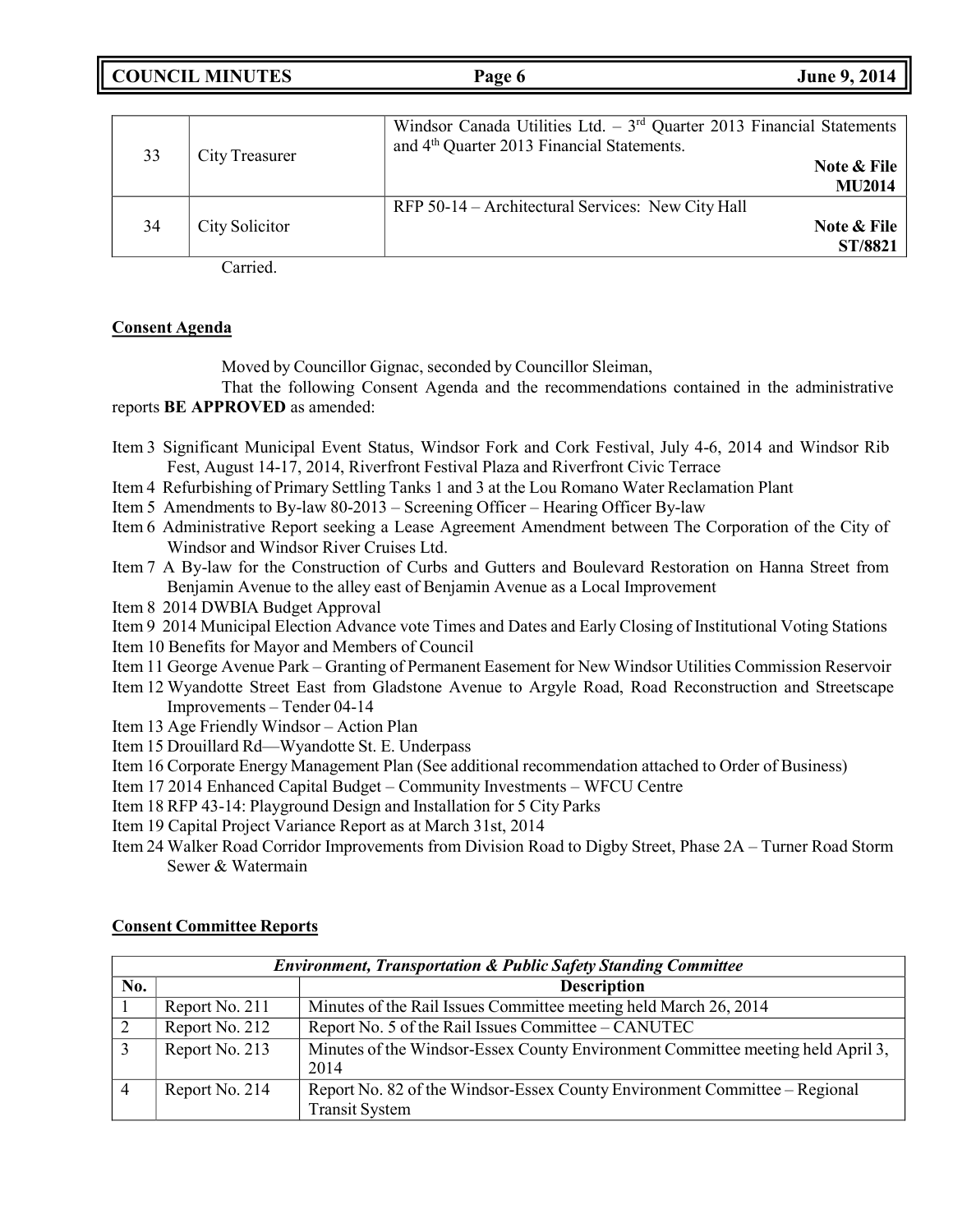| 33 | City Treasurer | Windsor Canada Utilities Ltd. – 3rd Quarter 2013 Financial Statements and 4th Quarter 2013 Financial Statements. **Note & File MU2014** |
|---|---|---|
| 34 | City Solicitor | RFP 50-14 – Architectural Services: New City Hall **Note & File ST/8821** |

Carried.

**Consent Agenda**

Moved by Councillor Gignac, seconded by Councillor Sleiman,

That the following Consent Agenda and the recommendations contained in the administrative reports **BE APPROVED** as amended:

Item 3 Significant Municipal Event Status, Windsor Fork and Cork Festival, July 4-6, 2014 and Windsor Rib Fest, August 14-17, 2014, Riverfront Festival Plaza and Riverfront Civic Terrace
Item 4 Refurbishing of Primary Settling Tanks 1 and 3 at the Lou Romano Water Reclamation Plant
Item 5 Amendments to By-law 80-2013 – Screening Officer – Hearing Officer By-law
Item 6 Administrative Report seeking a Lease Agreement Amendment between The Corporation of the City of Windsor and Windsor River Cruises Ltd.
Item 7 A By-law for the Construction of Curbs and Gutters and Boulevard Restoration on Hanna Street from Benjamin Avenue to the alley east of Benjamin Avenue as a Local Improvement
Item 8 2014 DWBIA Budget Approval
Item 9 2014 Municipal Election Advance vote Times and Dates and Early Closing of Institutional Voting Stations
Item 10 Benefits for Mayor and Members of Council
Item 11 George Avenue Park – Granting of Permanent Easement for New Windsor Utilities Commission Reservoir
Item 12 Wyandotte Street East from Gladstone Avenue to Argyle Road, Road Reconstruction and Streetscape Improvements – Tender 04-14
Item 13 Age Friendly Windsor – Action Plan
Item 15 Drouillard Rd—Wyandotte St. E. Underpass
Item 16 Corporate Energy Management Plan (See additional recommendation attached to Order of Business)
Item 17 2014 Enhanced Capital Budget – Community Investments – WFCU Centre
Item 18 RFP 43-14: Playground Design and Installation for 5 City Parks
Item 19 Capital Project Variance Report as at March 31st, 2014
Item 24 Walker Road Corridor Improvements from Division Road to Digby Street, Phase 2A – Turner Road Storm Sewer & Watermain

**Consent Committee Reports**

| ***Environment, Transportation & Public Safety Standing Committee*** | | |
|---|---|---|
| **No.** | | **Description** |
| 1 | Report No. 211 | Minutes of the Rail Issues Committee meeting held March 26, 2014 |
| 2 | Report No. 212 | Report No. 5 of the Rail Issues Committee – CANUTEC |
| 3 | Report No. 213 | Minutes of the Windsor-Essex County Environment Committee meeting held April 3, 2014 |
| 4 | Report No. 214 | Report No. 82 of the Windsor-Essex County Environment Committee – Regional Transit System |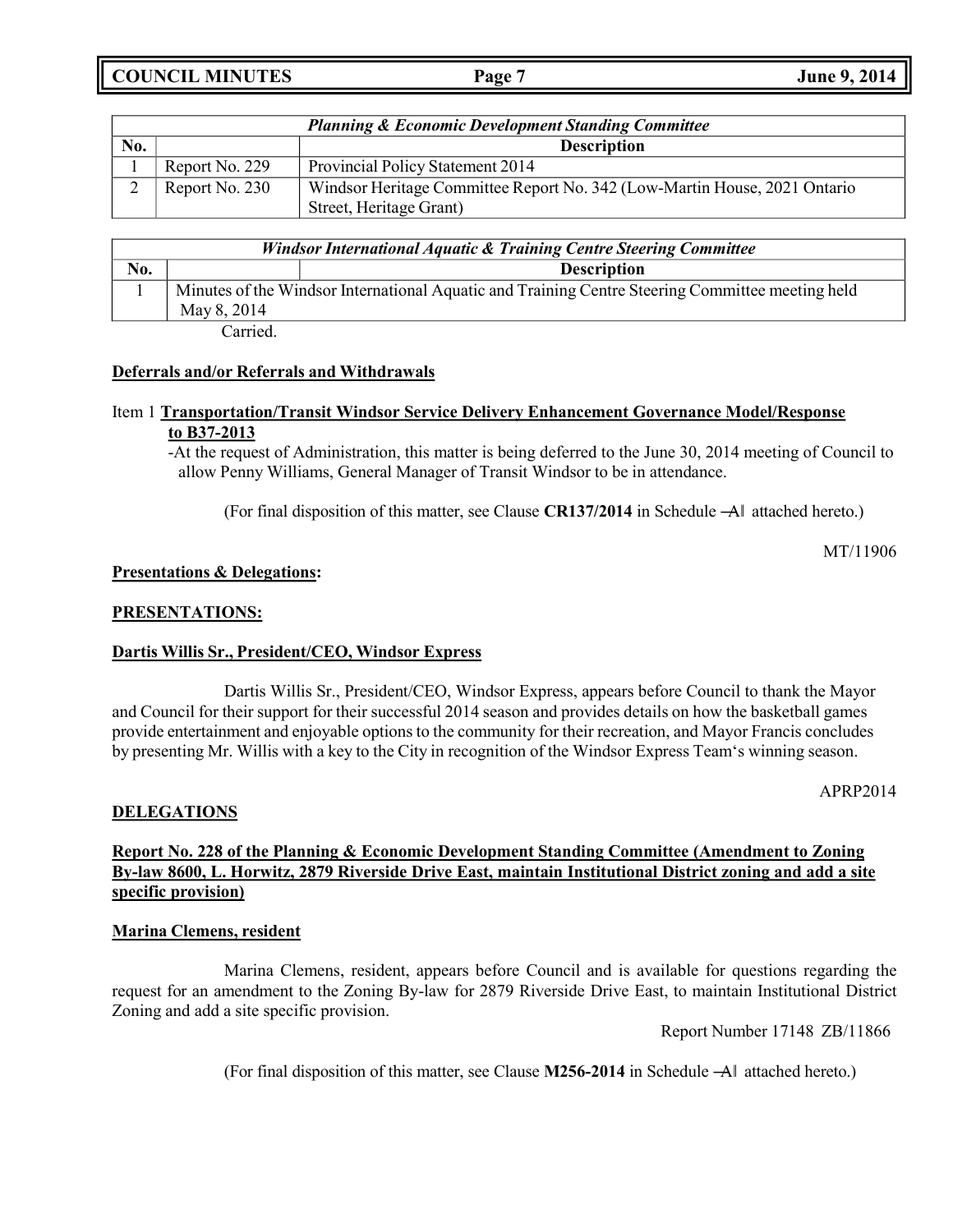| *Planning & Economic Development Standing Committee* | | |
|---|---|---|
| **No.** | | **Description** |
| 1 | Report No. 229 | Provincial Policy Statement 2014 |
| 2 | Report No. 230 | Windsor Heritage Committee Report No. 342 (Low-Martin House, 2021 Ontario Street, Heritage Grant) |

| *Windsor International Aquatic & Training Centre Steering Committee* | |
|---|---|
| **No.** | **Description** |
| 1 | Minutes of the Windsor International Aquatic and Training Centre Steering Committee meeting held May 8, 2014 |

Carried.

**Deferrals and/or Referrals and Withdrawals**

Item 1 **Transportation/Transit Windsor Service Delivery Enhancement Governance Model/Response to B37-2013**

-At the request of Administration, this matter is being deferred to the June 30, 2014 meeting of Council to allow Penny Williams, General Manager of Transit Windsor to be in attendance.

(For final disposition of this matter, see Clause **CR137/2014** in Schedule ―A‖ attached hereto.)

MT/11906

**Presentations & Delegations:**

**PRESENTATIONS:**

**Dartis Willis Sr., President/CEO, Windsor Express**

Dartis Willis Sr., President/CEO, Windsor Express, appears before Council to thank the Mayor and Council for their support for their successful 2014 season and provides details on how the basketball games provide entertainment and enjoyable options to the community for their recreation, and Mayor Francis concludes by presenting Mr. Willis with a key to the City in recognition of the Windsor Express Team's winning season.

APRP2014

**DELEGATIONS**

**Report No. 228 of the Planning & Economic Development Standing Committee (Amendment to Zoning By-law 8600, L. Horwitz, 2879 Riverside Drive East, maintain Institutional District zoning and add a site specific provision)**

**Marina Clemens, resident**

Marina Clemens, resident, appears before Council and is available for questions regarding the request for an amendment to the Zoning By-law for 2879 Riverside Drive East, to maintain Institutional District Zoning and add a site specific provision.

Report Number 17148 ZB/11866

(For final disposition of this matter, see Clause **M256-2014** in Schedule ―A‖ attached hereto.)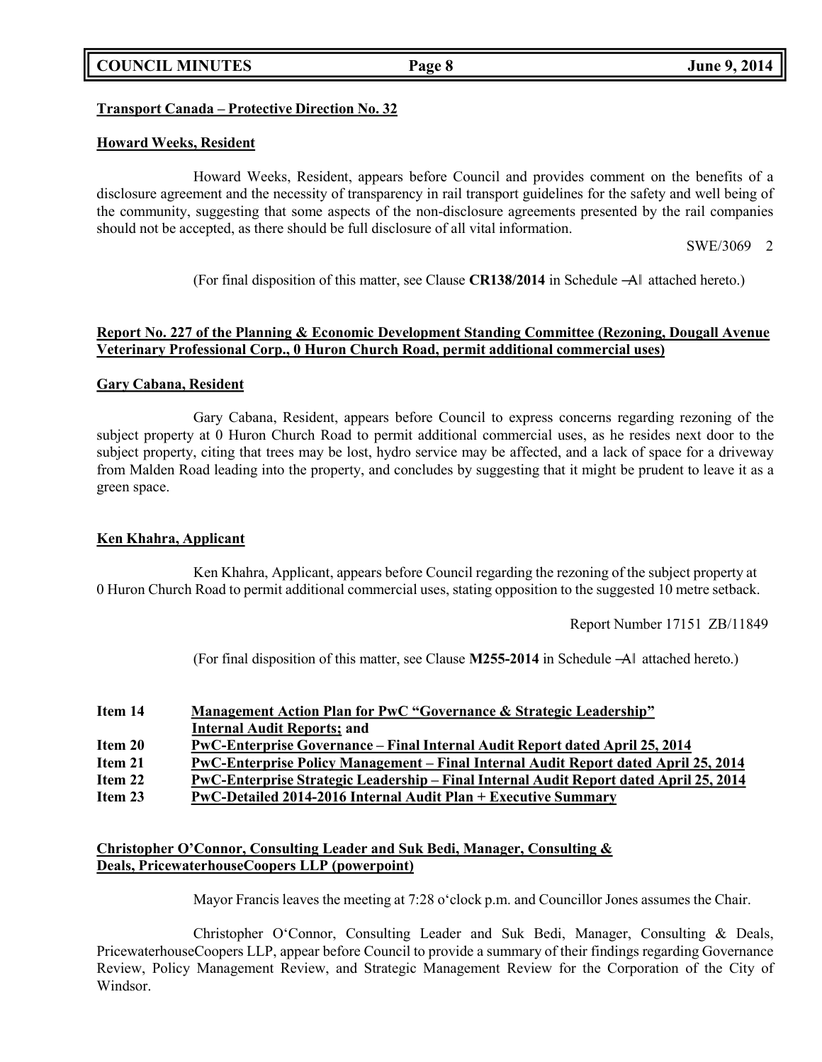**Transport Canada – Protective Direction No. 32**

**Howard Weeks, Resident**

Howard Weeks, Resident, appears before Council and provides comment on the benefits of a disclosure agreement and the necessity of transparency in rail transport guidelines for the safety and well being of the community, suggesting that some aspects of the non-disclosure agreements presented by the rail companies should not be accepted, as there should be full disclosure of all vital information.

SWE/3069 2

(For final disposition of this matter, see Clause **CR138/2014** in Schedule ―A‖ attached hereto.)

**Report No. 227 of the Planning & Economic Development Standing Committee (Rezoning, Dougall Avenue Veterinary Professional Corp., 0 Huron Church Road, permit additional commercial uses)**

**Gary Cabana, Resident**

Gary Cabana, Resident, appears before Council to express concerns regarding rezoning of the subject property at 0 Huron Church Road to permit additional commercial uses, as he resides next door to the subject property, citing that trees may be lost, hydro service may be affected, and a lack of space for a driveway from Malden Road leading into the property, and concludes by suggesting that it might be prudent to leave it as a green space.

**Ken Khahra, Applicant**

Ken Khahra, Applicant, appears before Council regarding the rezoning of the subject property at 0 Huron Church Road to permit additional commercial uses, stating opposition to the suggested 10 metre setback.

Report Number 17151 ZB/11849

(For final disposition of this matter, see Clause **M255-2014** in Schedule ―A‖ attached hereto.)

**Item 14** **Management Action Plan for PwC "Governance & Strategic Leadership" Internal Audit Reports; and**
**Item 20** **PwC-Enterprise Governance – Final Internal Audit Report dated April 25, 2014**
**Item 21** **PwC-Enterprise Policy Management – Final Internal Audit Report dated April 25, 2014**
**Item 22** **PwC-Enterprise Strategic Leadership – Final Internal Audit Report dated April 25, 2014**
**Item 23** **PwC-Detailed 2014-2016 Internal Audit Plan + Executive Summary**

**Christopher O'Connor, Consulting Leader and Suk Bedi, Manager, Consulting & Deals, PricewaterhouseCoopers LLP (powerpoint)**

Mayor Francis leaves the meeting at 7:28 o'clock p.m. and Councillor Jones assumes the Chair.

Christopher O'Connor, Consulting Leader and Suk Bedi, Manager, Consulting & Deals, PricewaterhouseCoopers LLP, appear before Council to provide a summary of their findings regarding Governance Review, Policy Management Review, and Strategic Management Review for the Corporation of the City of Windsor.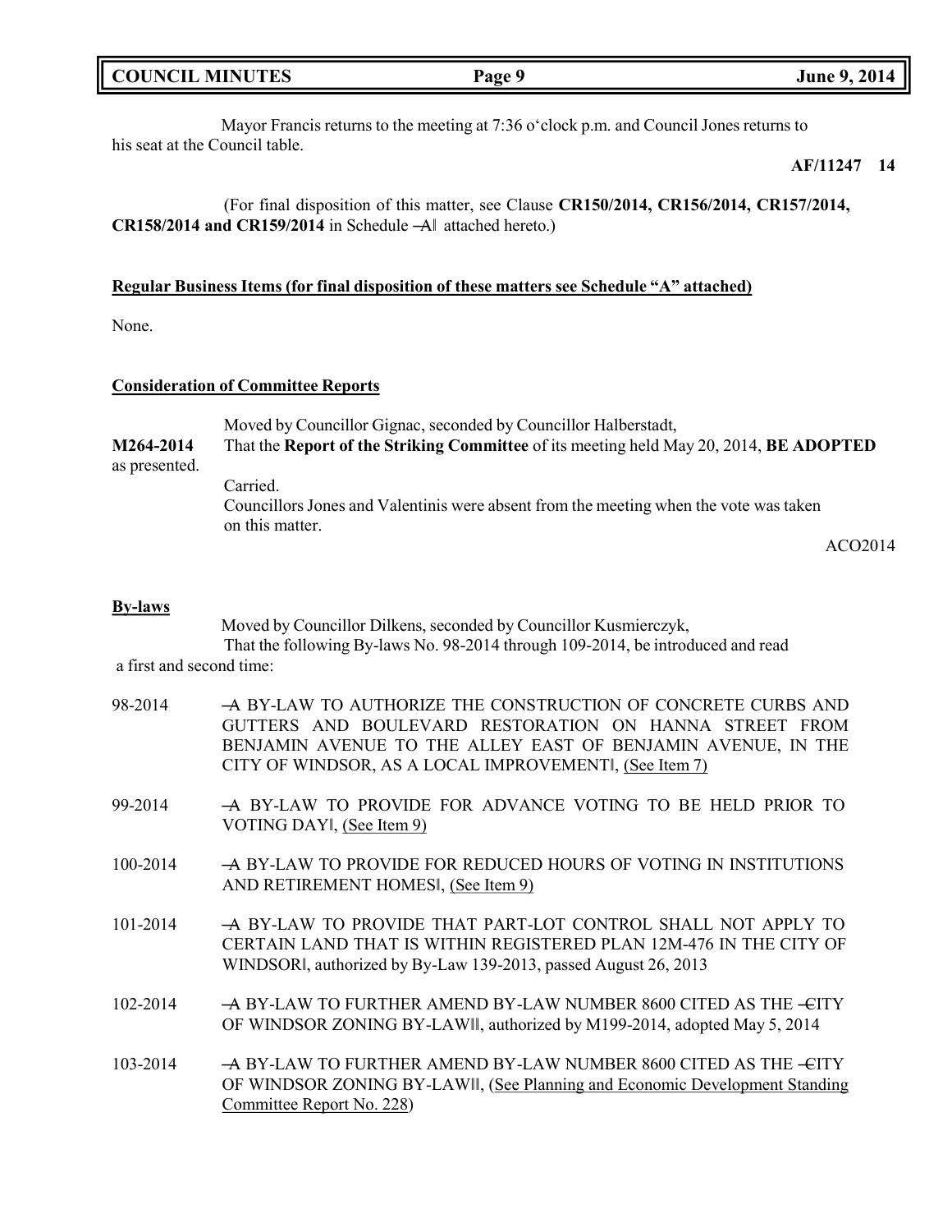Mayor Francis returns to the meeting at 7:36 o'clock p.m. and Council Jones returns to his seat at the Council table.

**AF/11247 14**

(For final disposition of this matter, see Clause **CR150/2014, CR156/2014, CR157/2014, CR158/2014 and CR159/2014** in Schedule ―A‖ attached hereto.)

**Regular Business Items (for final disposition of these matters see Schedule "A" attached)**

None.

**Consideration of Committee Reports**

Moved by Councillor Gignac, seconded by Councillor Halberstadt,

**M264-2014** That the **Report of the Striking Committee** of its meeting held May 20, 2014, **BE ADOPTED** as presented.

Carried.

Councillors Jones and Valentinis were absent from the meeting when the vote was taken on this matter.

ACO2014

**By-laws**

Moved by Councillor Dilkens, seconded by Councillor Kusmierczyk,

That the following By-laws No. 98-2014 through 109-2014, be introduced and read a first and second time:

98-2014 ―A BY-LAW TO AUTHORIZE THE CONSTRUCTION OF CONCRETE CURBS AND GUTTERS AND BOULEVARD RESTORATION ON HANNA STREET FROM BENJAMIN AVENUE TO THE ALLEY EAST OF BENJAMIN AVENUE, IN THE CITY OF WINDSOR, AS A LOCAL IMPROVEMENT‖, (See Item 7)

99-2014 ―A BY-LAW TO PROVIDE FOR ADVANCE VOTING TO BE HELD PRIOR TO VOTING DAY‖, (See Item 9)

100-2014 ―A BY-LAW TO PROVIDE FOR REDUCED HOURS OF VOTING IN INSTITUTIONS AND RETIREMENT HOMES‖, (See Item 9)

101-2014 ―A BY-LAW TO PROVIDE THAT PART-LOT CONTROL SHALL NOT APPLY TO CERTAIN LAND THAT IS WITHIN REGISTERED PLAN 12M-476 IN THE CITY OF WINDSOR‖, authorized by By-Law 139-2013, passed August 26, 2013

102-2014 ―A BY-LAW TO FURTHER AMEND BY-LAW NUMBER 8600 CITED AS THE ―CITY OF WINDSOR ZONING BY-LAW‖‖, authorized by M199-2014, adopted May 5, 2014

103-2014 ―A BY-LAW TO FURTHER AMEND BY-LAW NUMBER 8600 CITED AS THE ―CITY OF WINDSOR ZONING BY-LAW‖‖, (See Planning and Economic Development Standing Committee Report No. 228)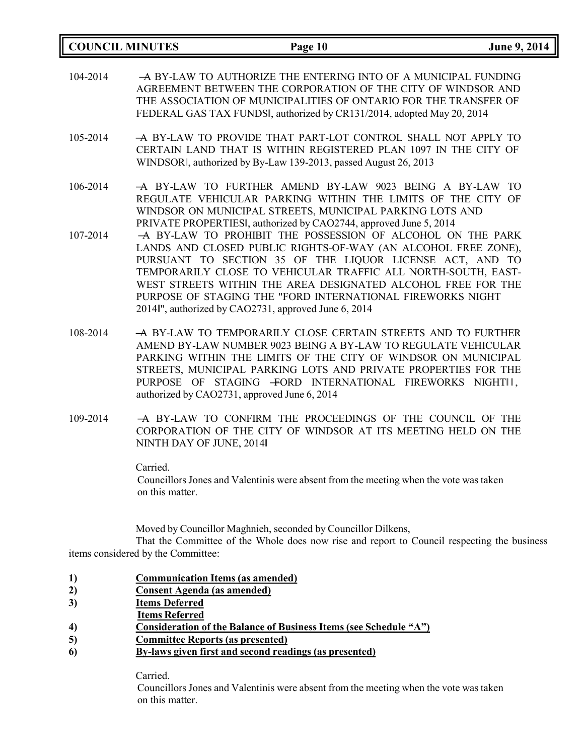104-2014 ―A BY-LAW TO AUTHORIZE THE ENTERING INTO OF A MUNICIPAL FUNDING AGREEMENT BETWEEN THE CORPORATION OF THE CITY OF WINDSOR AND THE ASSOCIATION OF MUNICIPALITIES OF ONTARIO FOR THE TRANSFER OF FEDERAL GAS TAX FUNDS‖, authorized by CR131/2014, adopted May 20, 2014

105-2014 ―A BY-LAW TO PROVIDE THAT PART-LOT CONTROL SHALL NOT APPLY TO CERTAIN LAND THAT IS WITHIN REGISTERED PLAN 1097 IN THE CITY OF WINDSOR‖, authorized by By-Law 139-2013, passed August 26, 2013

106-2014 ―A BY-LAW TO FURTHER AMEND BY-LAW 9023 BEING A BY-LAW TO REGULATE VEHICULAR PARKING WITHIN THE LIMITS OF THE CITY OF WINDSOR ON MUNICIPAL STREETS, MUNICIPAL PARKING LOTS AND PRIVATE PROPERTIES‖, authorized by CAO2744, approved June 5, 2014

107-2014 ―A BY-LAW TO PROHIBIT THE POSSESSION OF ALCOHOL ON THE PARK LANDS AND CLOSED PUBLIC RIGHTS-OF-WAY (AN ALCOHOL FREE ZONE), PURSUANT TO SECTION 35 OF THE LIQUOR LICENSE ACT, AND TO TEMPORARILY CLOSE TO VEHICULAR TRAFFIC ALL NORTH-SOUTH, EAST-WEST STREETS WITHIN THE AREA DESIGNATED ALCOHOL FREE FOR THE PURPOSE OF STAGING THE "FORD INTERNATIONAL FIREWORKS NIGHT 2014‖", authorized by CAO2731, approved June 6, 2014

108-2014 ―A BY-LAW TO TEMPORARILY CLOSE CERTAIN STREETS AND TO FURTHER AMEND BY-LAW NUMBER 9023 BEING A BY-LAW TO REGULATE VEHICULAR PARKING WITHIN THE LIMITS OF THE CITY OF WINDSOR ON MUNICIPAL STREETS, MUNICIPAL PARKING LOTS AND PRIVATE PROPERTIES FOR THE PURPOSE OF STAGING ―FORD INTERNATIONAL FIREWORKS NIGHT‖‖, authorized by CAO2731, approved June 6, 2014

109-2014 ―A BY-LAW TO CONFIRM THE PROCEEDINGS OF THE COUNCIL OF THE CORPORATION OF THE CITY OF WINDSOR AT ITS MEETING HELD ON THE NINTH DAY OF JUNE, 2014‖

Carried.
Councillors Jones and Valentinis were absent from the meeting when the vote was taken on this matter.

Moved by Councillor Maghnieh, seconded by Councillor Dilkens,
That the Committee of the Whole does now rise and report to Council respecting the business items considered by the Committee:

**1) <u>Communication Items (as amended)</u>**
**2) <u>Consent Agenda (as amended)</u>**
**3) <u>Items Deferred</u>**
**<u>Items Referred</u>**
**4) <u>Consideration of the Balance of Business Items (see Schedule "A")</u>**
**5) <u>Committee Reports (as presented)</u>**
**6) <u>By-laws given first and second readings (as presented)</u>**

Carried.
Councillors Jones and Valentinis were absent from the meeting when the vote was taken on this matter.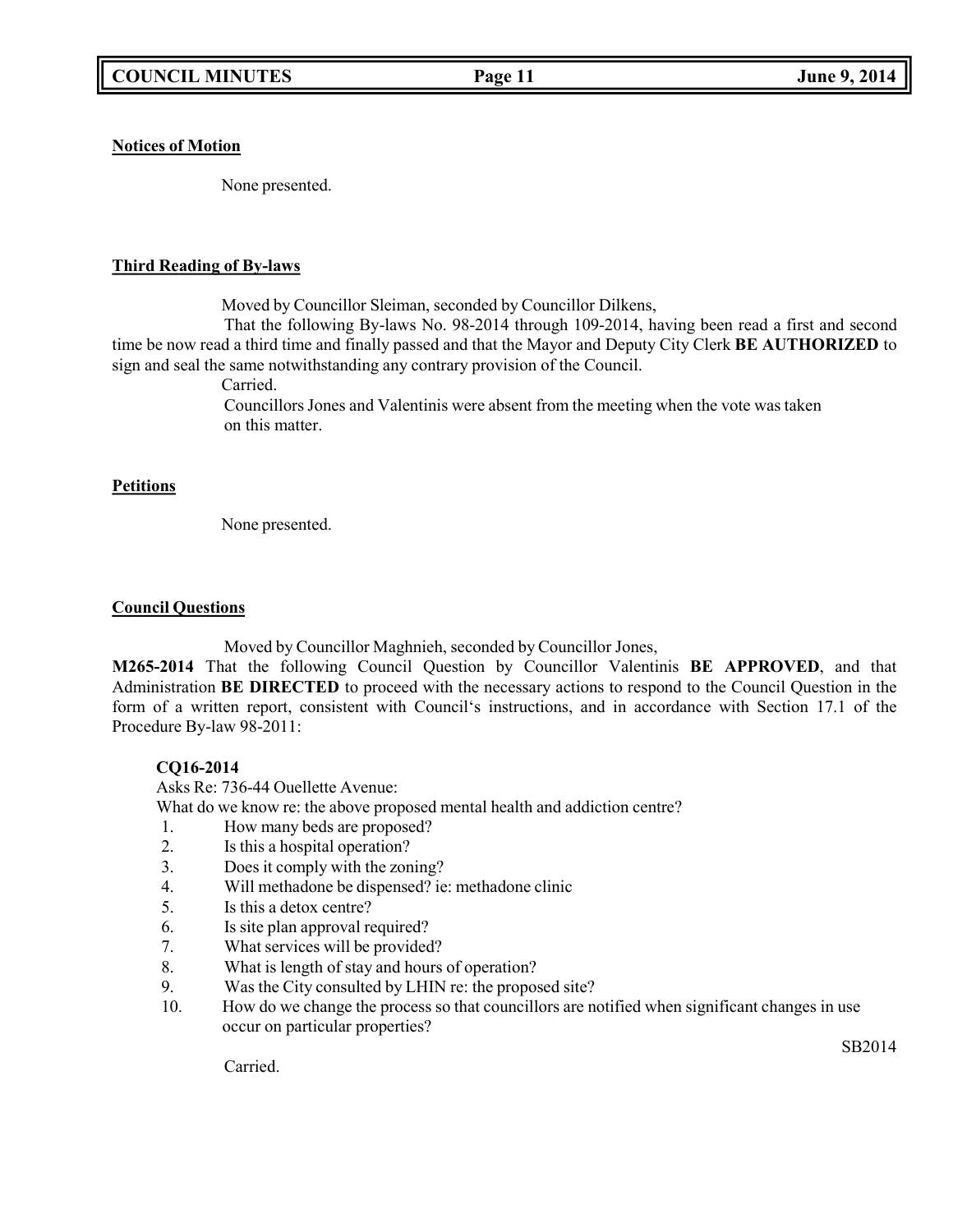**Notices of Motion**

None presented.

**Third Reading of By-laws**

Moved by Councillor Sleiman, seconded by Councillor Dilkens,

That the following By-laws No. 98-2014 through 109-2014, having been read a first and second time be now read a third time and finally passed and that the Mayor and Deputy City Clerk **BE AUTHORIZED** to sign and seal the same notwithstanding any contrary provision of the Council.

Carried.

Councillors Jones and Valentinis were absent from the meeting when the vote was taken on this matter.

**Petitions**

None presented.

**Council Questions**

Moved by Councillor Maghnieh, seconded by Councillor Jones,

**M265-2014** That the following Council Question by Councillor Valentinis **BE APPROVED**, and that Administration **BE DIRECTED** to proceed with the necessary actions to respond to the Council Question in the form of a written report, consistent with Council's instructions, and in accordance with Section 17.1 of the Procedure By-law 98-2011:

**CQ16-2014**

Asks Re: 736-44 Ouellette Avenue:

What do we know re: the above proposed mental health and addiction centre?

1. How many beds are proposed?
2. Is this a hospital operation?
3. Does it comply with the zoning?
4. Will methadone be dispensed? ie: methadone clinic
5. Is this a detox centre?
6. Is site plan approval required?
7. What services will be provided?
8. What is length of stay and hours of operation?
9. Was the City consulted by LHIN re: the proposed site?
10. How do we change the process so that councillors are notified when significant changes in use occur on particular properties?

SB2014

Carried.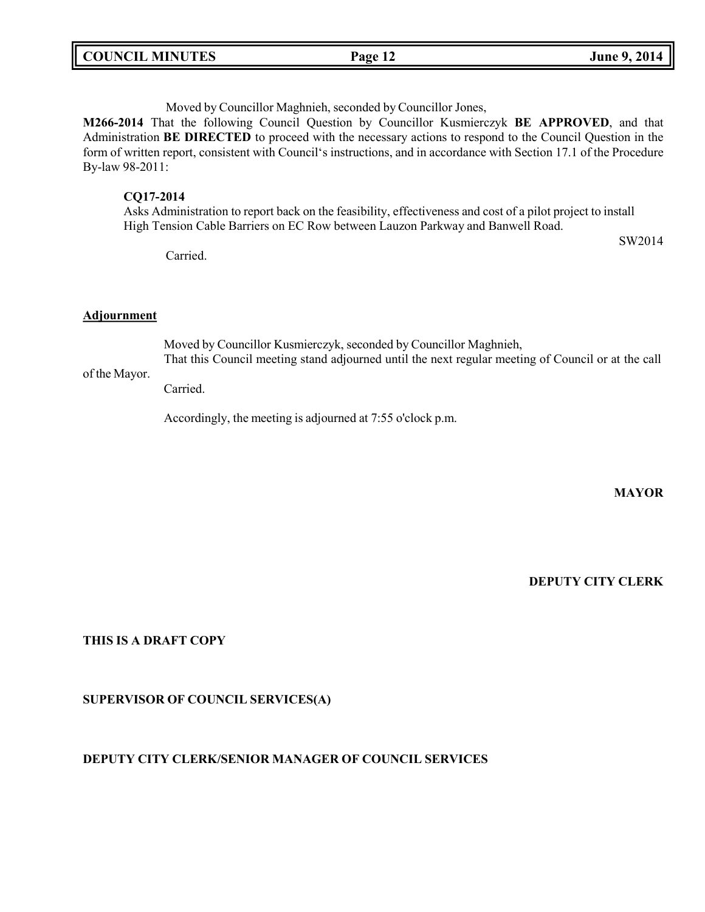Moved by Councillor Maghnieh, seconded by Councillor Jones,

**M266-2014** That the following Council Question by Councillor Kusmierczyk **BE APPROVED**, and that Administration **BE DIRECTED** to proceed with the necessary actions to respond to the Council Question in the form of written report, consistent with Council's instructions, and in accordance with Section 17.1 of the Procedure By-law 98-2011:

**CQ17-2014**
Asks Administration to report back on the feasibility, effectiveness and cost of a pilot project to install High Tension Cable Barriers on EC Row between Lauzon Parkway and Banwell Road.

SW2014

Carried.

**Adjournment**

Moved by Councillor Kusmierczyk, seconded by Councillor Maghnieh,
That this Council meeting stand adjourned until the next regular meeting of Council or at the call of the Mayor.
Carried.

Accordingly, the meeting is adjourned at 7:55 o'clock p.m.

**MAYOR**

**DEPUTY CITY CLERK**

**THIS IS A DRAFT COPY**

**SUPERVISOR OF COUNCIL SERVICES(A)**

**DEPUTY CITY CLERK/SENIOR MANAGER OF COUNCIL SERVICES**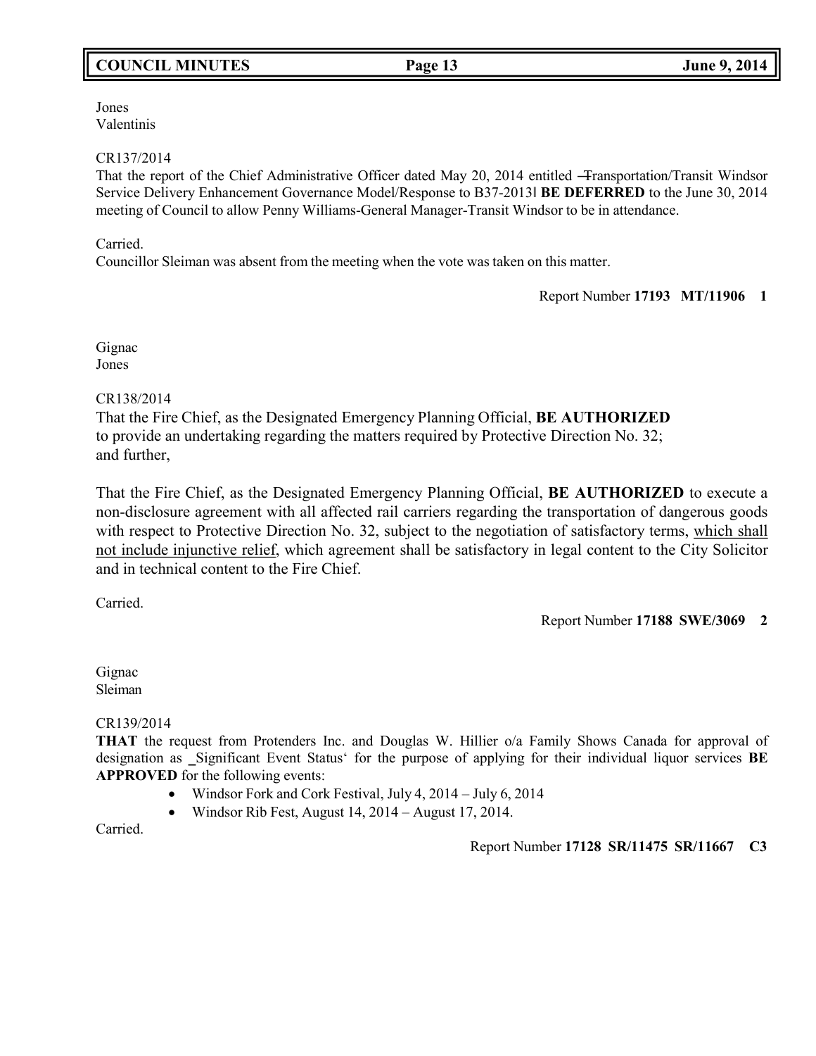Jones
Valentinis

CR137/2014
That the report of the Chief Administrative Officer dated May 20, 2014 entitled ―Transportation/Transit Windsor Service Delivery Enhancement Governance Model/Response to B37-2013‖ **BE DEFERRED** to the June 30, 2014 meeting of Council to allow Penny Williams-General Manager-Transit Windsor to be in attendance.

Carried.
Councillor Sleiman was absent from the meeting when the vote was taken on this matter.

Report Number **17193 MT/11906 1**

Gignac
Jones

CR138/2014
That the Fire Chief, as the Designated Emergency Planning Official, **BE AUTHORIZED** to provide an undertaking regarding the matters required by Protective Direction No. 32; and further,

That the Fire Chief, as the Designated Emergency Planning Official, **BE AUTHORIZED** to execute a non-disclosure agreement with all affected rail carriers regarding the transportation of dangerous goods with respect to Protective Direction No. 32, subject to the negotiation of satisfactory terms, <u>which shall not include injunctive relief</u>, which agreement shall be satisfactory in legal content to the City Solicitor and in technical content to the Fire Chief.

Carried.

Report Number **17188 SWE/3069 2**

Gignac
Sleiman

CR139/2014
**THAT** the request from Protenders Inc. and Douglas W. Hillier o/a Family Shows Canada for approval of designation as ‗Significant Event Status' for the purpose of applying for their individual liquor services **BE APPROVED** for the following events:

- Windsor Fork and Cork Festival, July 4, 2014 – July 6, 2014
- Windsor Rib Fest, August 14, 2014 – August 17, 2014.

Carried.

Report Number **17128 SR/11475 SR/11667 C3**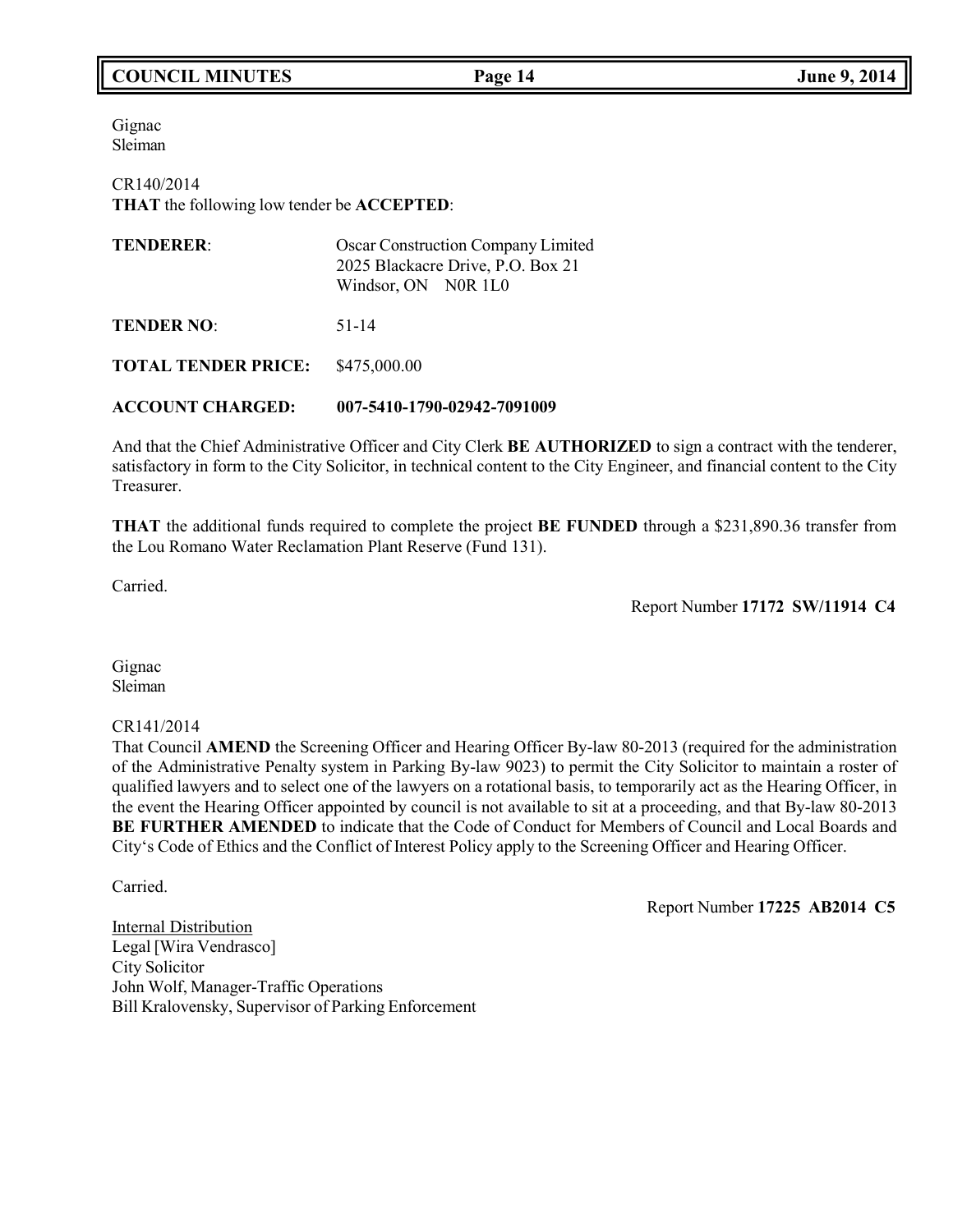Gignac
Sleiman

CR140/2014
**THAT** the following low tender be **ACCEPTED**:

| | |
|---|---|
| **TENDERER**: | Oscar Construction Company Limited<br>2025 Blackacre Drive, P.O. Box 21<br>Windsor, ON N0R 1L0 |
| **TENDER NO**: | 51-14 |
| **TOTAL TENDER PRICE:** | $475,000.00 |
| **ACCOUNT CHARGED:** | **007-5410-1790-02942-7091009** |

And that the Chief Administrative Officer and City Clerk **BE AUTHORIZED** to sign a contract with the tenderer, satisfactory in form to the City Solicitor, in technical content to the City Engineer, and financial content to the City Treasurer.

**THAT** the additional funds required to complete the project **BE FUNDED** through a $231,890.36 transfer from the Lou Romano Water Reclamation Plant Reserve (Fund 131).

Carried.

Report Number **17172 SW/11914 C4**

Gignac
Sleiman

CR141/2014
That Council **AMEND** the Screening Officer and Hearing Officer By-law 80-2013 (required for the administration of the Administrative Penalty system in Parking By-law 9023) to permit the City Solicitor to maintain a roster of qualified lawyers and to select one of the lawyers on a rotational basis, to temporarily act as the Hearing Officer, in the event the Hearing Officer appointed by council is not available to sit at a proceeding, and that By-law 80-2013 **BE FURTHER AMENDED** to indicate that the Code of Conduct for Members of Council and Local Boards and City's Code of Ethics and the Conflict of Interest Policy apply to the Screening Officer and Hearing Officer.

Carried.

Report Number **17225 AB2014 C5**

Internal Distribution
Legal [Wira Vendrasco]
City Solicitor
John Wolf, Manager-Traffic Operations
Bill Kralovensky, Supervisor of Parking Enforcement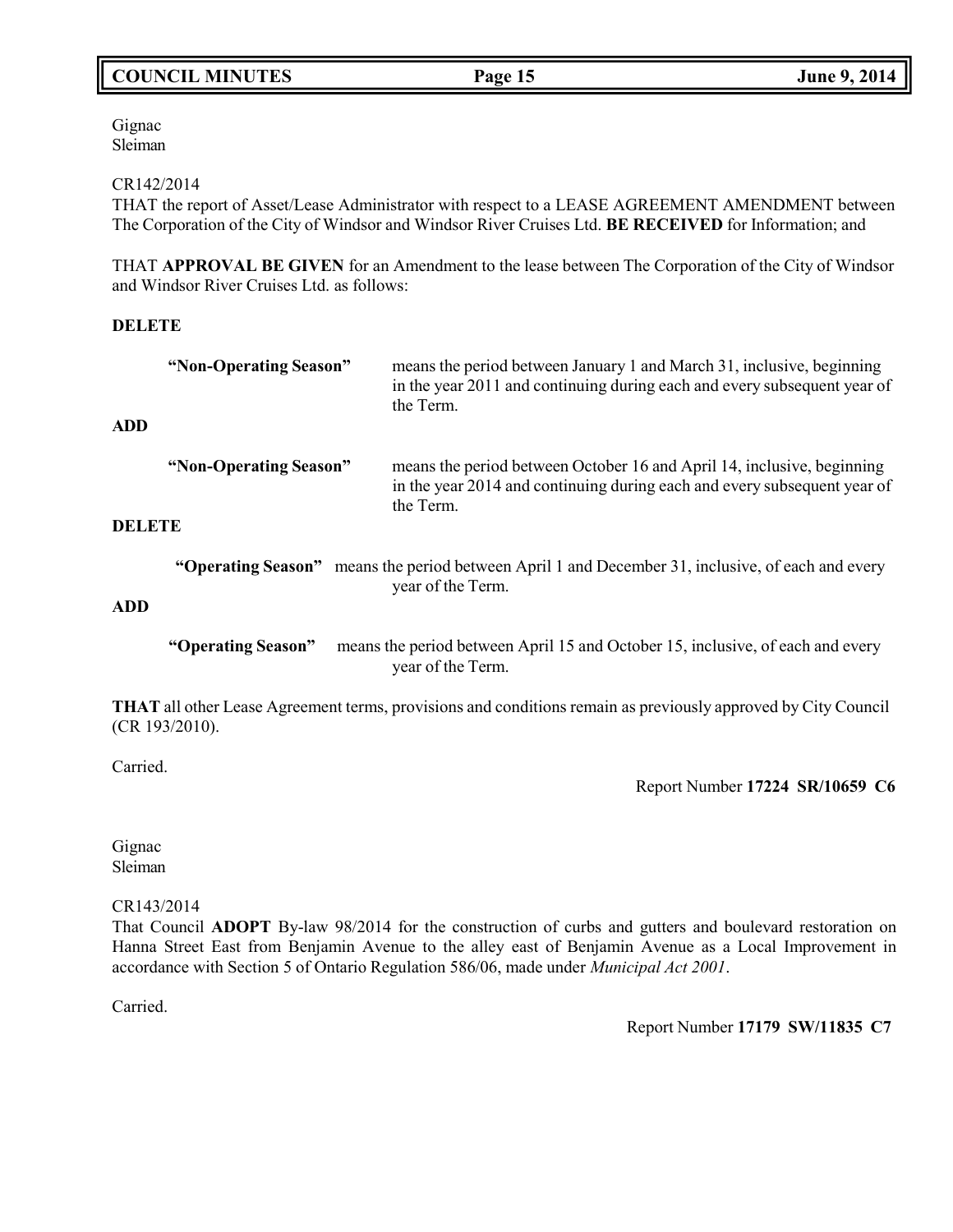Gignac
Sleiman

CR142/2014
THAT the report of Asset/Lease Administrator with respect to a LEASE AGREEMENT AMENDMENT between The Corporation of the City of Windsor and Windsor River Cruises Ltd. **BE RECEIVED** for Information; and

THAT **APPROVAL BE GIVEN** for an Amendment to the lease between The Corporation of the City of Windsor and Windsor River Cruises Ltd. as follows:

**DELETE**

**"Non-Operating Season"** means the period between January 1 and March 31, inclusive, beginning in the year 2011 and continuing during each and every subsequent year of the Term.

**ADD**

**"Non-Operating Season"** means the period between October 16 and April 14, inclusive, beginning in the year 2014 and continuing during each and every subsequent year of the Term.

**DELETE**

**"Operating Season"** means the period between April 1 and December 31, inclusive, of each and every year of the Term.

**ADD**

**"Operating Season"** means the period between April 15 and October 15, inclusive, of each and every year of the Term.

**THAT** all other Lease Agreement terms, provisions and conditions remain as previously approved by City Council (CR 193/2010).

Carried.

Report Number **17224 SR/10659 C6**

Gignac
Sleiman

CR143/2014
That Council **ADOPT** By-law 98/2014 for the construction of curbs and gutters and boulevard restoration on Hanna Street East from Benjamin Avenue to the alley east of Benjamin Avenue as a Local Improvement in accordance with Section 5 of Ontario Regulation 586/06, made under *Municipal Act 2001*.

Carried.

Report Number **17179 SW/11835 C7**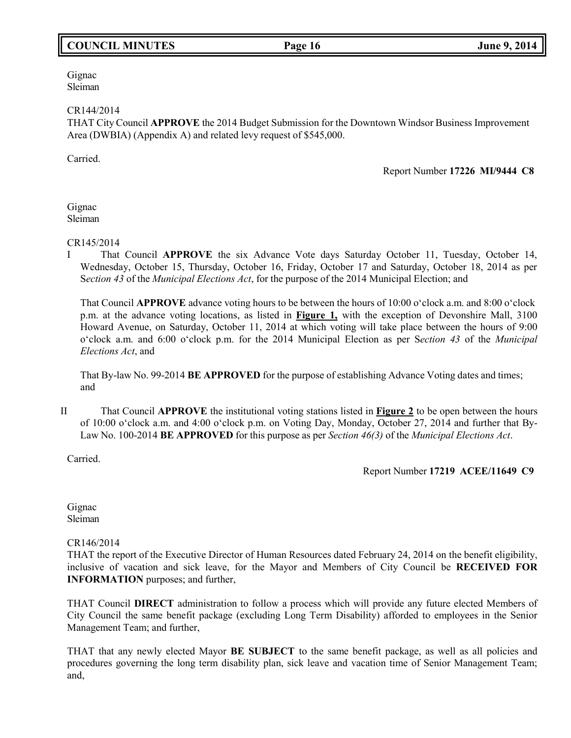Gignac
Sleiman

CR144/2014
THAT City Council **APPROVE** the 2014 Budget Submission for the Downtown Windsor Business Improvement Area (DWBIA) (Appendix A) and related levy request of $545,000.

Carried.

Report Number **17226 MI/9444 C8**

Gignac
Sleiman

CR145/2014

I That Council **APPROVE** the six Advance Vote days Saturday October 11, Tuesday, October 14, Wednesday, October 15, Thursday, October 16, Friday, October 17 and Saturday, October 18, 2014 as per S*ection 43* of the *Municipal Elections Act*, for the purpose of the 2014 Municipal Election; and

That Council **APPROVE** advance voting hours to be between the hours of 10:00 o'clock a.m. and 8:00 o'clock p.m. at the advance voting locations, as listed in **Figure 1,** with the exception of Devonshire Mall, 3100 Howard Avenue, on Saturday, October 11, 2014 at which voting will take place between the hours of 9:00 o'clock a.m. and 6:00 o'clock p.m. for the 2014 Municipal Election as per S*ection 43* of the *Municipal Elections Act*, and

That By-law No. 99-2014 **BE APPROVED** for the purpose of establishing Advance Voting dates and times; and

II That Council **APPROVE** the institutional voting stations listed in **Figure 2** to be open between the hours of 10:00 o'clock a.m. and 4:00 o'clock p.m. on Voting Day, Monday, October 27, 2014 and further that By-Law No. 100-2014 **BE APPROVED** for this purpose as per *Section 46(3)* of the *Municipal Elections Act*.

Carried.

Report Number **17219 ACEE/11649 C9**

Gignac
Sleiman

CR146/2014
THAT the report of the Executive Director of Human Resources dated February 24, 2014 on the benefit eligibility, inclusive of vacation and sick leave, for the Mayor and Members of City Council be **RECEIVED FOR INFORMATION** purposes; and further,

THAT Council **DIRECT** administration to follow a process which will provide any future elected Members of City Council the same benefit package (excluding Long Term Disability) afforded to employees in the Senior Management Team; and further,

THAT that any newly elected Mayor **BE SUBJECT** to the same benefit package, as well as all policies and procedures governing the long term disability plan, sick leave and vacation time of Senior Management Team; and,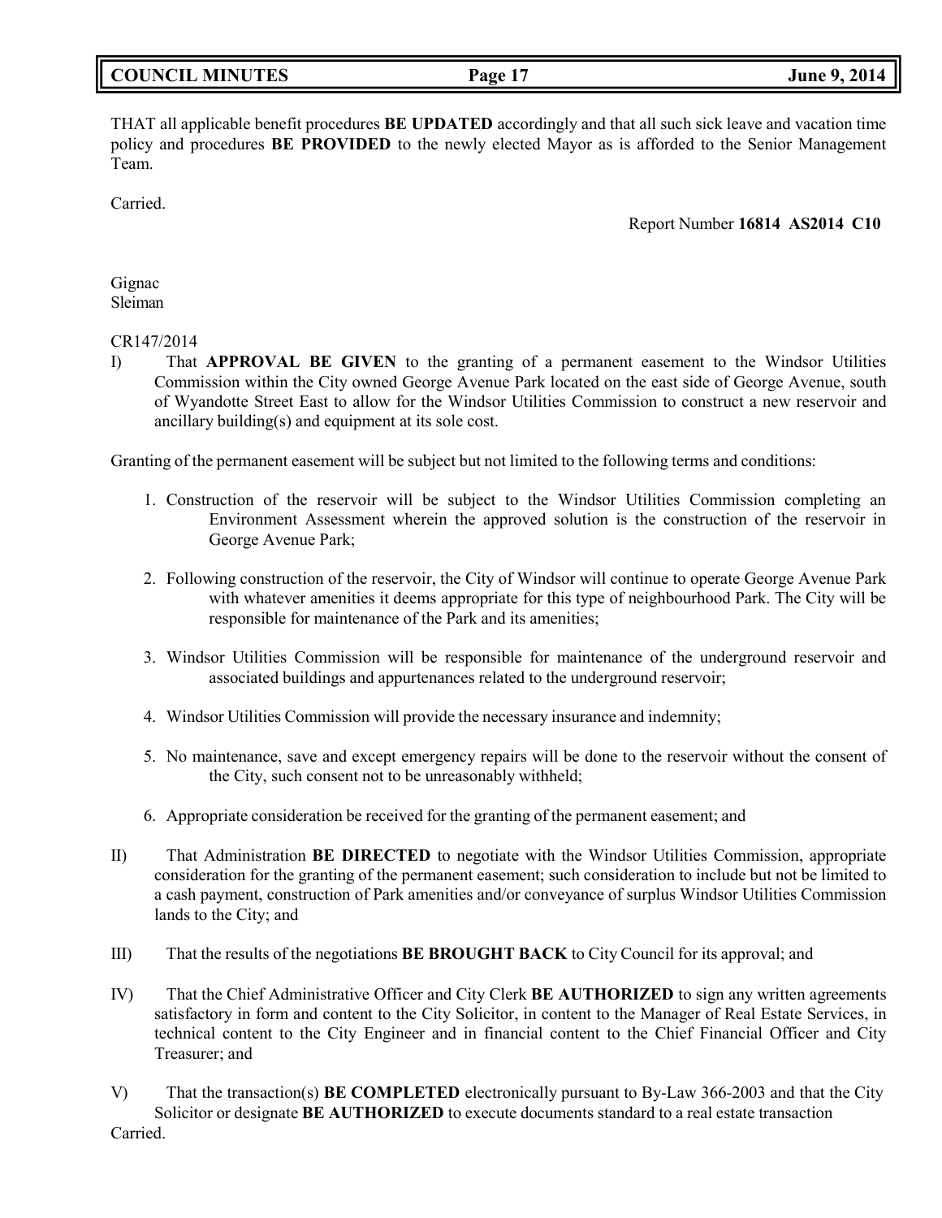THAT all applicable benefit procedures **BE UPDATED** accordingly and that all such sick leave and vacation time policy and procedures **BE PROVIDED** to the newly elected Mayor as is afforded to the Senior Management Team.

Carried.

Report Number **16814 AS2014 C10**

Gignac
Sleiman

CR147/2014

I) That **APPROVAL BE GIVEN** to the granting of a permanent easement to the Windsor Utilities Commission within the City owned George Avenue Park located on the east side of George Avenue, south of Wyandotte Street East to allow for the Windsor Utilities Commission to construct a new reservoir and ancillary building(s) and equipment at its sole cost.

Granting of the permanent easement will be subject but not limited to the following terms and conditions:

1. Construction of the reservoir will be subject to the Windsor Utilities Commission completing an Environment Assessment wherein the approved solution is the construction of the reservoir in George Avenue Park;
2. Following construction of the reservoir, the City of Windsor will continue to operate George Avenue Park with whatever amenities it deems appropriate for this type of neighbourhood Park. The City will be responsible for maintenance of the Park and its amenities;
3. Windsor Utilities Commission will be responsible for maintenance of the underground reservoir and associated buildings and appurtenances related to the underground reservoir;
4. Windsor Utilities Commission will provide the necessary insurance and indemnity;
5. No maintenance, save and except emergency repairs will be done to the reservoir without the consent of the City, such consent not to be unreasonably withheld;
6. Appropriate consideration be received for the granting of the permanent easement; and

II) That Administration **BE DIRECTED** to negotiate with the Windsor Utilities Commission, appropriate consideration for the granting of the permanent easement; such consideration to include but not be limited to a cash payment, construction of Park amenities and/or conveyance of surplus Windsor Utilities Commission lands to the City; and

III) That the results of the negotiations **BE BROUGHT BACK** to City Council for its approval; and

IV) That the Chief Administrative Officer and City Clerk **BE AUTHORIZED** to sign any written agreements satisfactory in form and content to the City Solicitor, in content to the Manager of Real Estate Services, in technical content to the City Engineer and in financial content to the Chief Financial Officer and City Treasurer; and

V) That the transaction(s) **BE COMPLETED** electronically pursuant to By-Law 366-2003 and that the City Solicitor or designate **BE AUTHORIZED** to execute documents standard to a real estate transaction

Carried.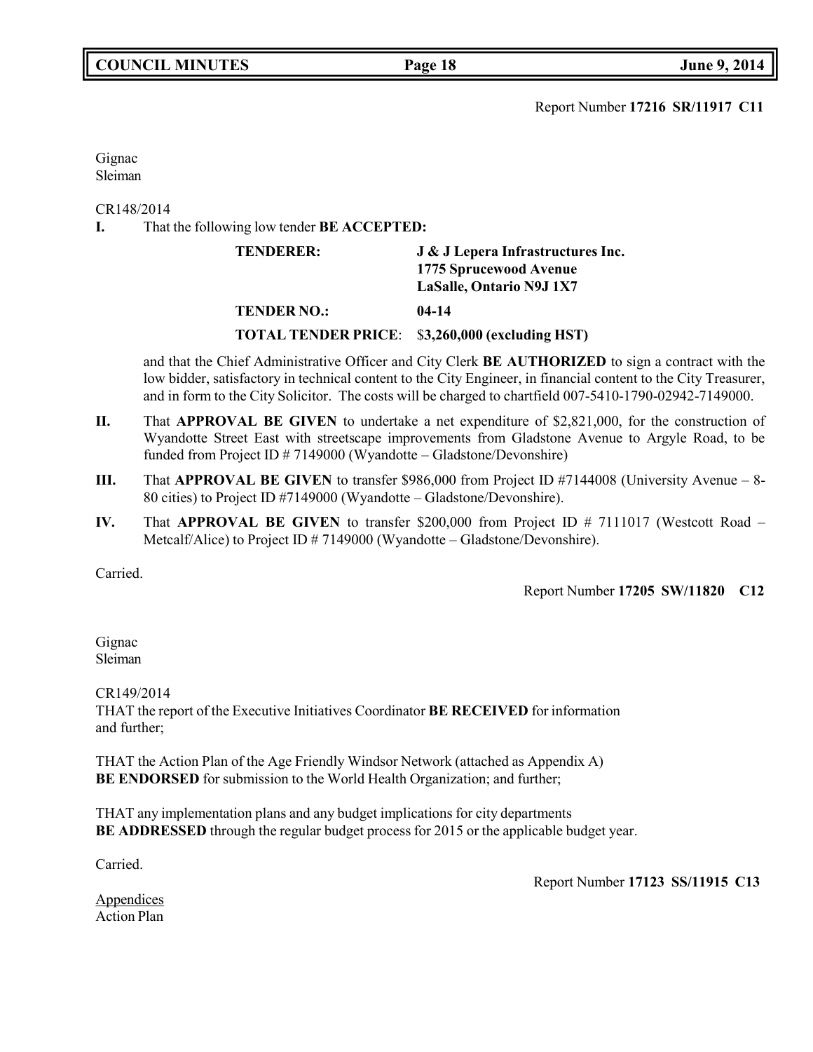Report Number **17216 SR/11917 C11**

Gignac
Sleiman

CR148/2014

**I.** That the following low tender **BE ACCEPTED:**

| | |
|---|---|
| **TENDERER:** | **J & J Lepera Infrastructures Inc.**<br>**1775 Sprucewood Avenue**<br>**LaSalle, Ontario N9J 1X7** |
| **TENDER NO.:** | **04-14** |
| **TOTAL TENDER PRICE**: | $**3,260,000 (excluding HST)** |

and that the Chief Administrative Officer and City Clerk **BE AUTHORIZED** to sign a contract with the low bidder, satisfactory in technical content to the City Engineer, in financial content to the City Treasurer, and in form to the City Solicitor. The costs will be charged to chartfield 007-5410-1790-02942-7149000.

**II.** That **APPROVAL BE GIVEN** to undertake a net expenditure of $2,821,000, for the construction of Wyandotte Street East with streetscape improvements from Gladstone Avenue to Argyle Road, to be funded from Project ID # 7149000 (Wyandotte – Gladstone/Devonshire)

**III.** That **APPROVAL BE GIVEN** to transfer $986,000 from Project ID #7144008 (University Avenue – 8-80 cities) to Project ID #7149000 (Wyandotte – Gladstone/Devonshire).

**IV.** That **APPROVAL BE GIVEN** to transfer $200,000 from Project ID # 7111017 (Westcott Road – Metcalf/Alice) to Project ID # 7149000 (Wyandotte – Gladstone/Devonshire).

Carried.

Report Number **17205 SW/11820 C12**

Gignac
Sleiman

CR149/2014

THAT the report of the Executive Initiatives Coordinator **BE RECEIVED** for information and further;

THAT the Action Plan of the Age Friendly Windsor Network (attached as Appendix A) **BE ENDORSED** for submission to the World Health Organization; and further;

THAT any implementation plans and any budget implications for city departments **BE ADDRESSED** through the regular budget process for 2015 or the applicable budget year.

Carried.

Report Number **17123 SS/11915 C13**

Appendices
Action Plan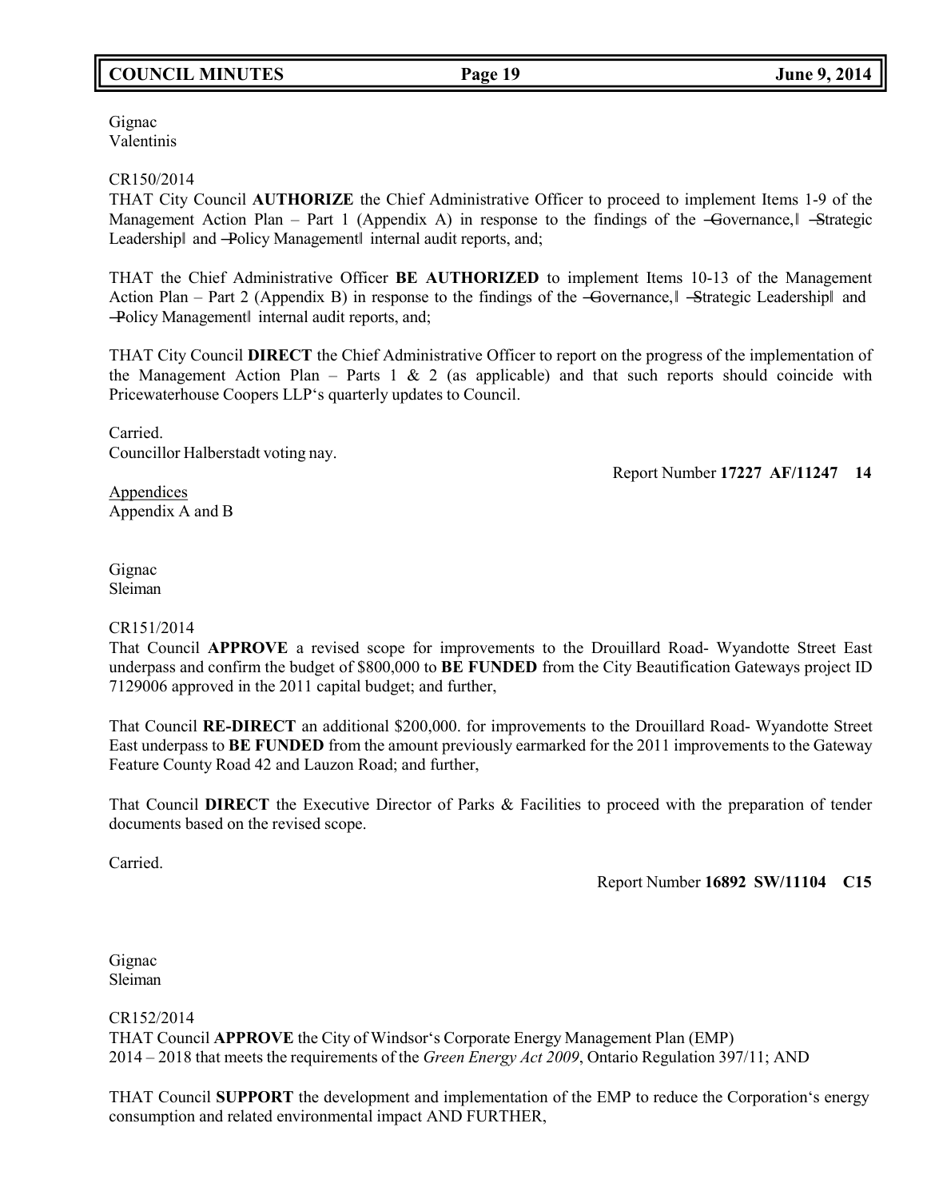Gignac
Valentinis

CR150/2014
THAT City Council **AUTHORIZE** the Chief Administrative Officer to proceed to implement Items 1-9 of the Management Action Plan – Part 1 (Appendix A) in response to the findings of the ―Governance,‖ ―Strategic Leadership‖ and ―Policy Management‖ internal audit reports, and;

THAT the Chief Administrative Officer **BE AUTHORIZED** to implement Items 10-13 of the Management Action Plan – Part 2 (Appendix B) in response to the findings of the ―Governance,‖ ―Strategic Leadership‖ and ―Policy Management‖ internal audit reports, and;

THAT City Council **DIRECT** the Chief Administrative Officer to report on the progress of the implementation of the Management Action Plan – Parts 1 & 2 (as applicable) and that such reports should coincide with Pricewaterhouse Coopers LLP's quarterly updates to Council.

Carried.
Councillor Halberstadt voting nay.

Report Number **17227 AF/11247 14**

Appendices
Appendix A and B

Gignac
Sleiman

CR151/2014
That Council **APPROVE** a revised scope for improvements to the Drouillard Road- Wyandotte Street East underpass and confirm the budget of $800,000 to **BE FUNDED** from the City Beautification Gateways project ID 7129006 approved in the 2011 capital budget; and further,

That Council **RE-DIRECT** an additional $200,000. for improvements to the Drouillard Road- Wyandotte Street East underpass to **BE FUNDED** from the amount previously earmarked for the 2011 improvements to the Gateway Feature County Road 42 and Lauzon Road; and further,

That Council **DIRECT** the Executive Director of Parks & Facilities to proceed with the preparation of tender documents based on the revised scope.

Carried.

Report Number **16892 SW/11104 C15**

Gignac
Sleiman

CR152/2014
THAT Council **APPROVE** the City of Windsor's Corporate Energy Management Plan (EMP) 2014 – 2018 that meets the requirements of the *Green Energy Act 2009*, Ontario Regulation 397/11; AND

THAT Council **SUPPORT** the development and implementation of the EMP to reduce the Corporation's energy consumption and related environmental impact AND FURTHER,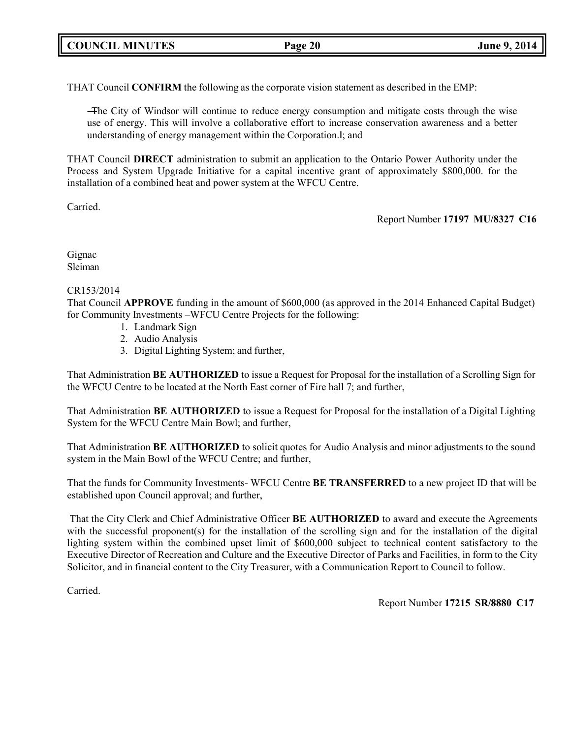THAT Council **CONFIRM** the following as the corporate vision statement as described in the EMP:

―The City of Windsor will continue to reduce energy consumption and mitigate costs through the wise use of energy. This will involve a collaborative effort to increase conservation awareness and a better understanding of energy management within the Corporation.‖; and

THAT Council **DIRECT** administration to submit an application to the Ontario Power Authority under the Process and System Upgrade Initiative for a capital incentive grant of approximately $800,000. for the installation of a combined heat and power system at the WFCU Centre.

Carried.

Report Number **17197 MU/8327 C16**

Gignac
Sleiman

CR153/2014
That Council **APPROVE** funding in the amount of $600,000 (as approved in the 2014 Enhanced Capital Budget) for Community Investments –WFCU Centre Projects for the following:

1. Landmark Sign
2. Audio Analysis
3. Digital Lighting System; and further,

That Administration **BE AUTHORIZED** to issue a Request for Proposal for the installation of a Scrolling Sign for the WFCU Centre to be located at the North East corner of Fire hall 7; and further,

That Administration **BE AUTHORIZED** to issue a Request for Proposal for the installation of a Digital Lighting System for the WFCU Centre Main Bowl; and further,

That Administration **BE AUTHORIZED** to solicit quotes for Audio Analysis and minor adjustments to the sound system in the Main Bowl of the WFCU Centre; and further,

That the funds for Community Investments- WFCU Centre **BE TRANSFERRED** to a new project ID that will be established upon Council approval; and further,

That the City Clerk and Chief Administrative Officer **BE AUTHORIZED** to award and execute the Agreements with the successful proponent(s) for the installation of the scrolling sign and for the installation of the digital lighting system within the combined upset limit of $600,000 subject to technical content satisfactory to the Executive Director of Recreation and Culture and the Executive Director of Parks and Facilities, in form to the City Solicitor, and in financial content to the City Treasurer, with a Communication Report to Council to follow.

Carried.

Report Number **17215 SR/8880 C17**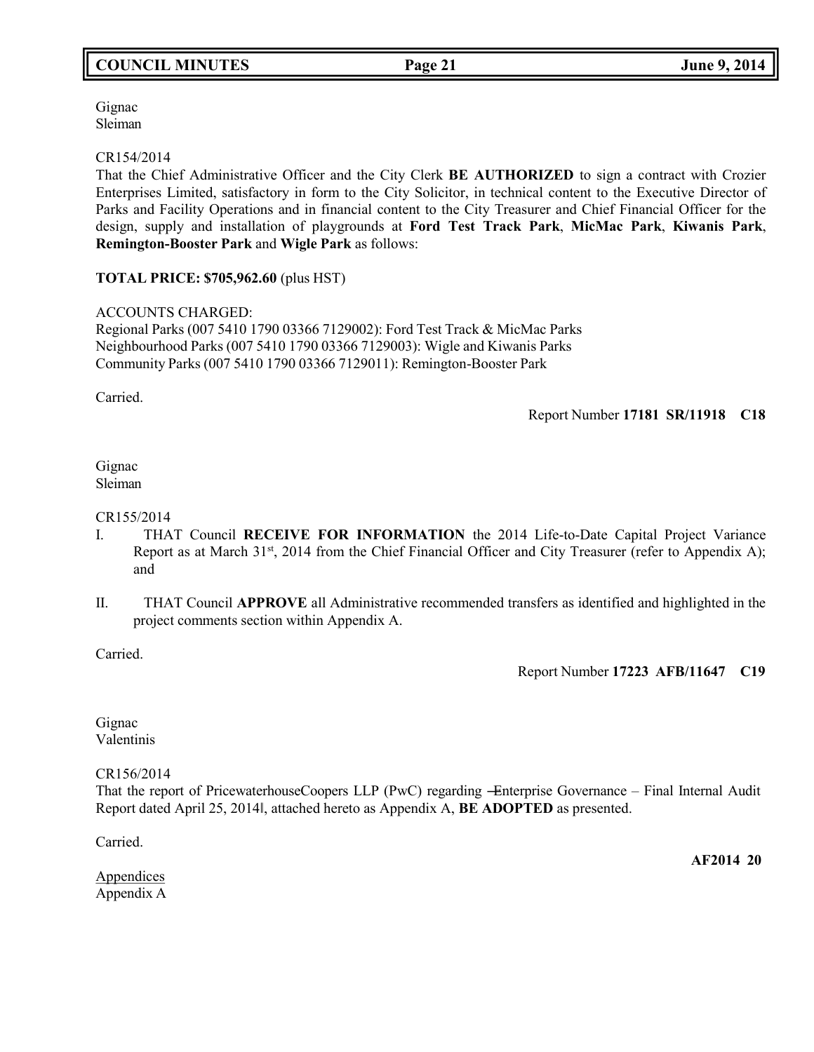Gignac
Sleiman

CR154/2014

That the Chief Administrative Officer and the City Clerk **BE AUTHORIZED** to sign a contract with Crozier Enterprises Limited, satisfactory in form to the City Solicitor, in technical content to the Executive Director of Parks and Facility Operations and in financial content to the City Treasurer and Chief Financial Officer for the design, supply and installation of playgrounds at **Ford Test Track Park**, **MicMac Park**, **Kiwanis Park**, **Remington-Booster Park** and **Wigle Park** as follows:

**TOTAL PRICE: $705,962.60** (plus HST)

ACCOUNTS CHARGED:
Regional Parks (007 5410 1790 03366 7129002): Ford Test Track & MicMac Parks
Neighbourhood Parks (007 5410 1790 03366 7129003): Wigle and Kiwanis Parks
Community Parks (007 5410 1790 03366 7129011): Remington-Booster Park

Carried.

Report Number **17181 SR/11918 C18**

Gignac
Sleiman

CR155/2014

I. THAT Council **RECEIVE FOR INFORMATION** the 2014 Life-to-Date Capital Project Variance Report as at March 31st, 2014 from the Chief Financial Officer and City Treasurer (refer to Appendix A); and

II. THAT Council **APPROVE** all Administrative recommended transfers as identified and highlighted in the project comments section within Appendix A.

Carried.

Report Number **17223 AFB/11647 C19**

Gignac
Valentinis

CR156/2014

That the report of PricewaterhouseCoopers LLP (PwC) regarding ―Enterprise Governance – Final Internal Audit Report dated April 25, 2014‖, attached hereto as Appendix A, **BE ADOPTED** as presented.

Carried.

**AF2014 20**

Appendices
Appendix A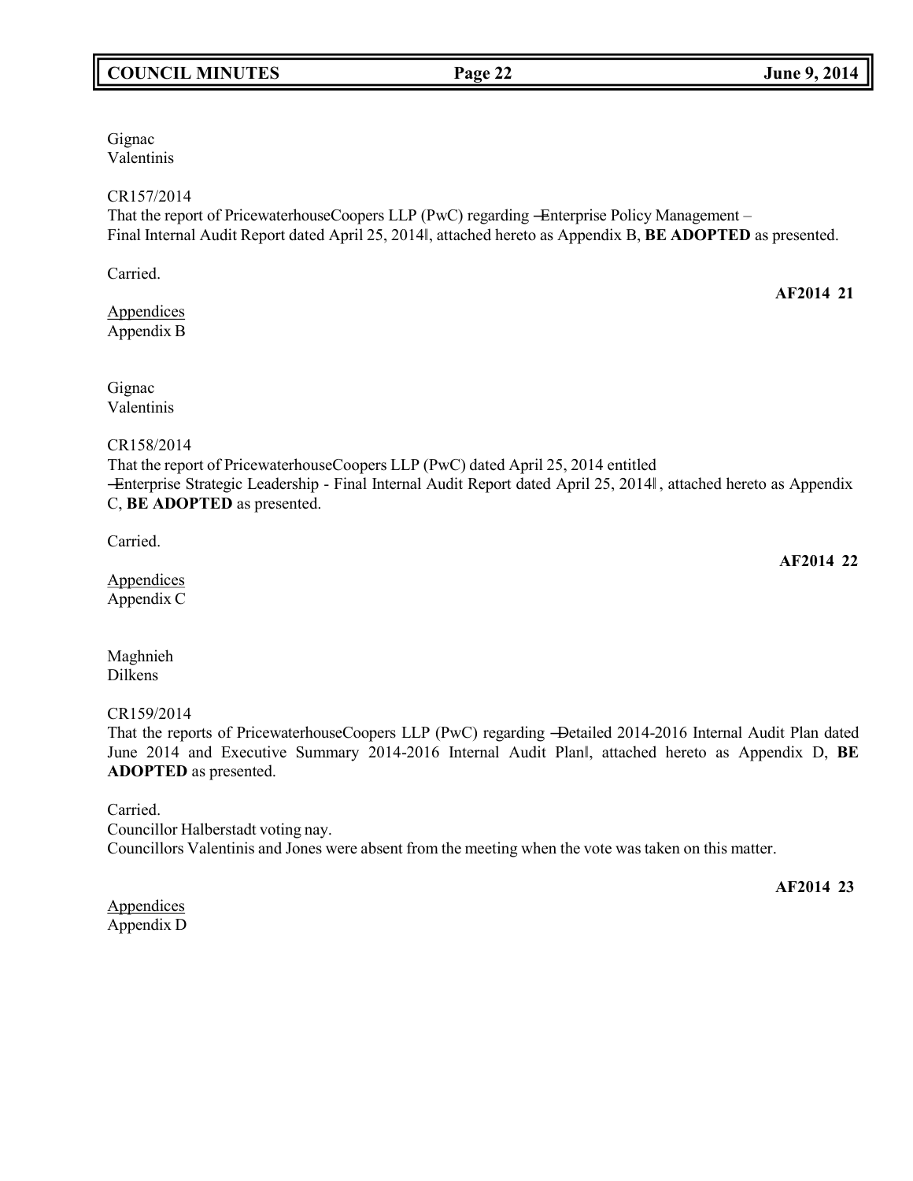Gignac
Valentinis

CR157/2014
That the report of PricewaterhouseCoopers LLP (PwC) regarding ―Enterprise Policy Management – Final Internal Audit Report dated April 25, 2014‖, attached hereto as Appendix B, **BE ADOPTED** as presented.

Carried.

**AF2014 21**

Appendices
Appendix B

Gignac
Valentinis

CR158/2014
That the report of PricewaterhouseCoopers LLP (PwC) dated April 25, 2014 entitled ―Enterprise Strategic Leadership - Final Internal Audit Report dated April 25, 2014‖, attached hereto as Appendix C, **BE ADOPTED** as presented.

Carried.

**AF2014 22**

Appendices
Appendix C

Maghnieh
Dilkens

CR159/2014
That the reports of PricewaterhouseCoopers LLP (PwC) regarding ―Detailed 2014-2016 Internal Audit Plan dated June 2014 and Executive Summary 2014-2016 Internal Audit Plan‖, attached hereto as Appendix D, **BE ADOPTED** as presented.

Carried.
Councillor Halberstadt voting nay.
Councillors Valentinis and Jones were absent from the meeting when the vote was taken on this matter.

**AF2014 23**

Appendices
Appendix D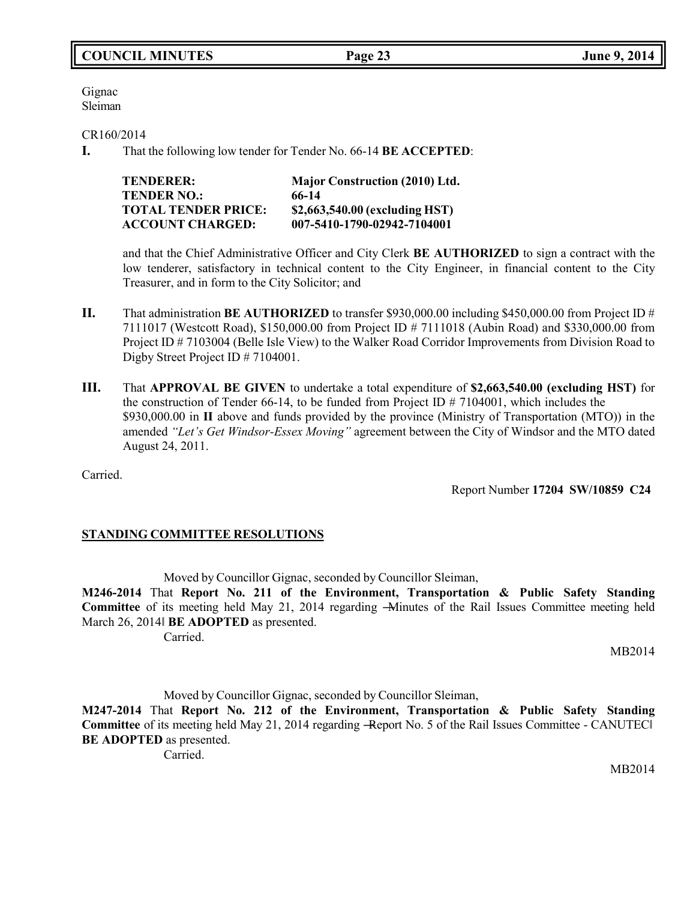Gignac
Sleiman

CR160/2014

**I.** That the following low tender for Tender No. 66-14 **BE ACCEPTED**:

| | |
|---|---|
| **TENDERER:** | **Major Construction (2010) Ltd.** |
| **TENDER NO.:** | **66-14** |
| **TOTAL TENDER PRICE:** | **$2,663,540.00 (excluding HST)** |
| **ACCOUNT CHARGED:** | **007-5410-1790-02942-7104001** |

and that the Chief Administrative Officer and City Clerk **BE AUTHORIZED** to sign a contract with the low tenderer, satisfactory in technical content to the City Engineer, in financial content to the City Treasurer, and in form to the City Solicitor; and

**II.** That administration **BE AUTHORIZED** to transfer $930,000.00 including $450,000.00 from Project ID # 7111017 (Westcott Road), $150,000.00 from Project ID # 7111018 (Aubin Road) and $330,000.00 from Project ID # 7103004 (Belle Isle View) to the Walker Road Corridor Improvements from Division Road to Digby Street Project ID # 7104001.

**III.** That **APPROVAL BE GIVEN** to undertake a total expenditure of **$2,663,540.00 (excluding HST)** for the construction of Tender 66-14, to be funded from Project ID # 7104001, which includes the $930,000.00 in **II** above and funds provided by the province (Ministry of Transportation (MTO)) in the amended *"Let's Get Windsor-Essex Moving"* agreement between the City of Windsor and the MTO dated August 24, 2011.

Carried.

Report Number **17204 SW/10859 C24**

## STANDING COMMITTEE RESOLUTIONS

Moved by Councillor Gignac, seconded by Councillor Sleiman,

**M246-2014** That **Report No. 211 of the Environment, Transportation & Public Safety Standing Committee** of its meeting held May 21, 2014 regarding ―Minutes of the Rail Issues Committee meeting held March 26, 2014‖ **BE ADOPTED** as presented.

Carried.

MB2014

Moved by Councillor Gignac, seconded by Councillor Sleiman,

**M247-2014** That **Report No. 212 of the Environment, Transportation & Public Safety Standing Committee** of its meeting held May 21, 2014 regarding ―Report No. 5 of the Rail Issues Committee - CANUTEC‖ **BE ADOPTED** as presented.

Carried.

MB2014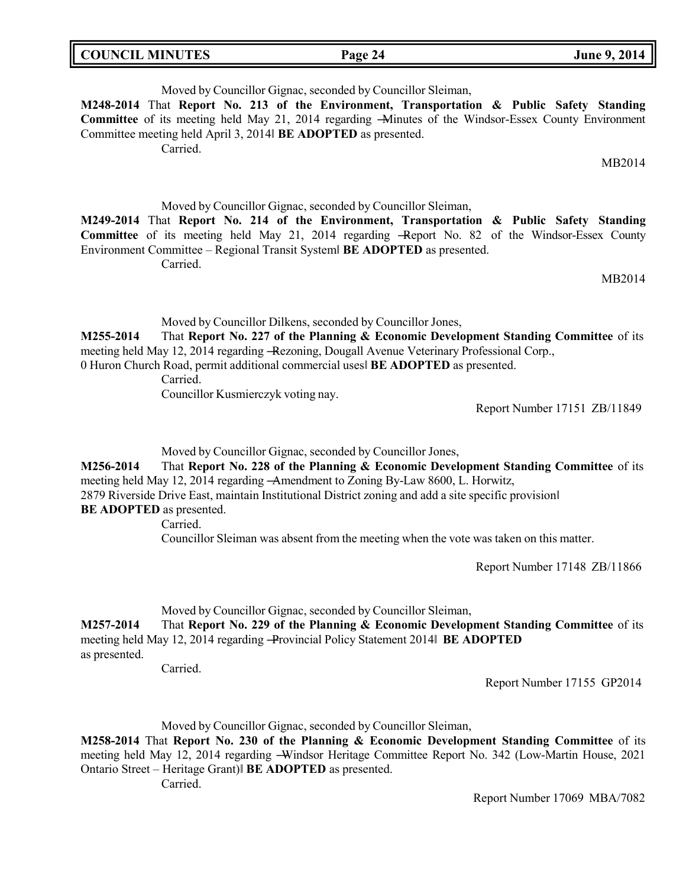Moved by Councillor Gignac, seconded by Councillor Sleiman,

**M248-2014** That **Report No. 213 of the Environment, Transportation & Public Safety Standing Committee** of its meeting held May 21, 2014 regarding ―Minutes of the Windsor-Essex County Environment Committee meeting held April 3, 2014‖ **BE ADOPTED** as presented.

Carried.

MB2014

Moved by Councillor Gignac, seconded by Councillor Sleiman,

**M249-2014** That **Report No. 214 of the Environment, Transportation & Public Safety Standing Committee** of its meeting held May 21, 2014 regarding ―Report No. 82 of the Windsor-Essex County Environment Committee – Regional Transit System‖ **BE ADOPTED** as presented.

Carried.

MB2014

Moved by Councillor Dilkens, seconded by Councillor Jones,

**M255-2014** That **Report No. 227 of the Planning & Economic Development Standing Committee** of its meeting held May 12, 2014 regarding ―Rezoning, Dougall Avenue Veterinary Professional Corp., 0 Huron Church Road, permit additional commercial uses‖ **BE ADOPTED** as presented.

Carried.

Councillor Kusmierczyk voting nay.

Report Number 17151 ZB/11849

Moved by Councillor Gignac, seconded by Councillor Jones,

**M256-2014** That **Report No. 228 of the Planning & Economic Development Standing Committee** of its meeting held May 12, 2014 regarding ―Amendment to Zoning By-Law 8600, L. Horwitz, 2879 Riverside Drive East, maintain Institutional District zoning and add a site specific provision‖ **BE ADOPTED** as presented.

Carried.

Councillor Sleiman was absent from the meeting when the vote was taken on this matter.

Report Number 17148 ZB/11866

Moved by Councillor Gignac, seconded by Councillor Sleiman,

**M257-2014** That **Report No. 229 of the Planning & Economic Development Standing Committee** of its meeting held May 12, 2014 regarding ―Provincial Policy Statement 2014‖ **BE ADOPTED** as presented.

Carried.

Report Number 17155 GP2014

Moved by Councillor Gignac, seconded by Councillor Sleiman,

**M258-2014** That **Report No. 230 of the Planning & Economic Development Standing Committee** of its meeting held May 12, 2014 regarding ―Windsor Heritage Committee Report No. 342 (Low-Martin House, 2021 Ontario Street – Heritage Grant)‖ **BE ADOPTED** as presented.

Carried.

Report Number 17069 MBA/7082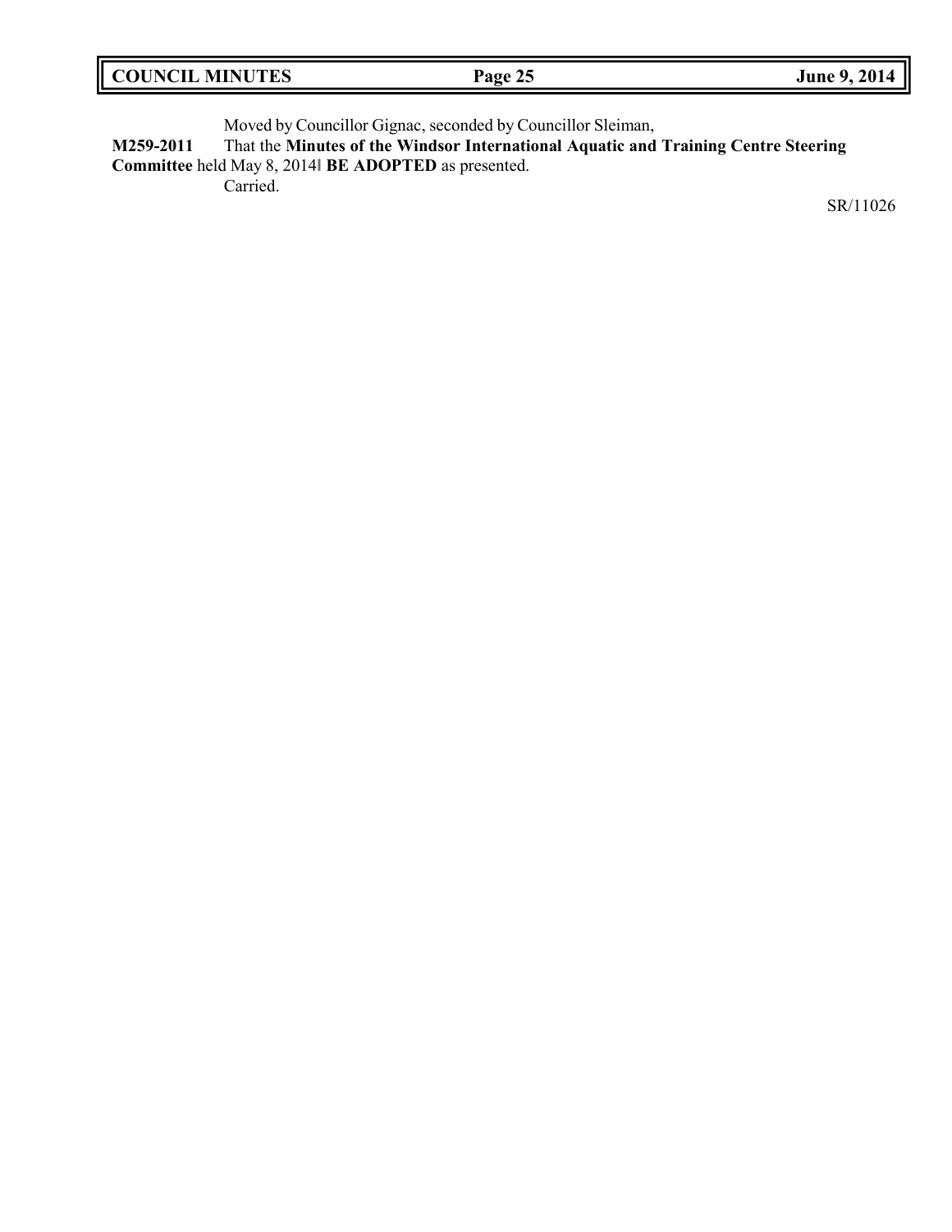Moved by Councillor Gignac, seconded by Councillor Sleiman,

**M259-2011** That the **Minutes of the Windsor International Aquatic and Training Centre Steering Committee** held May 8, 2014‖ **BE ADOPTED** as presented.

Carried.

SR/11026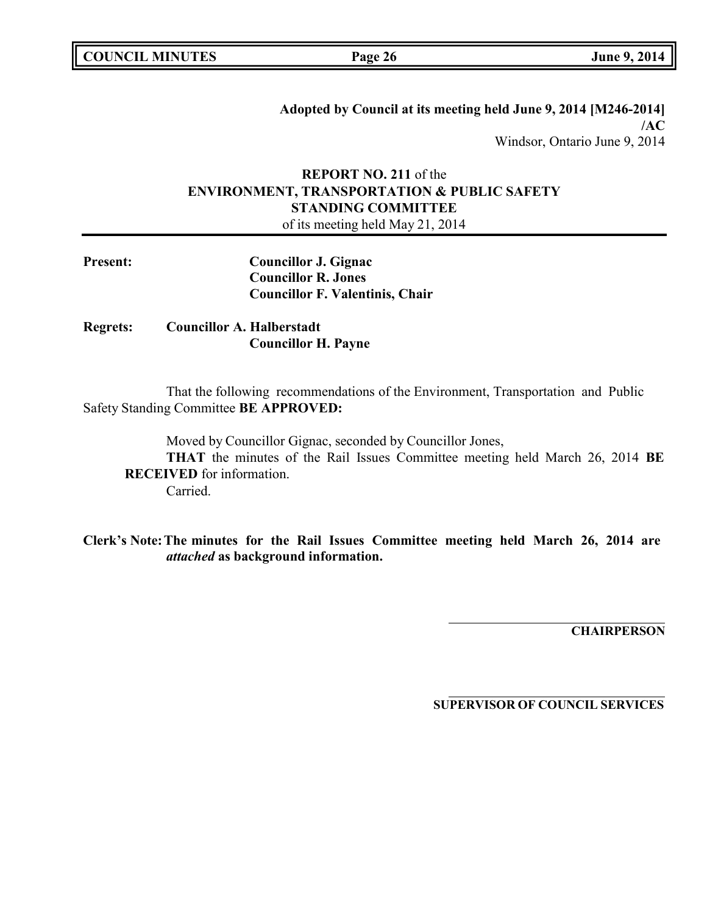**Adopted by Council at its meeting held June 9, 2014 [M246-2014]**
**/AC**
Windsor, Ontario June 9, 2014

**REPORT NO. 211** of the
**ENVIRONMENT, TRANSPORTATION & PUBLIC SAFETY STANDING COMMITTEE**
of its meeting held May 21, 2014

**Present:** **Councillor J. Gignac**
**Councillor R. Jones**
**Councillor F. Valentinis, Chair**

**Regrets:** **Councillor A. Halberstadt**
**Councillor H. Payne**

That the following recommendations of the Environment, Transportation and Public Safety Standing Committee **BE APPROVED:**

Moved by Councillor Gignac, seconded by Councillor Jones,
**THAT** the minutes of the Rail Issues Committee meeting held March 26, 2014 **BE RECEIVED** for information.
Carried.

**Clerk's Note: The minutes for the Rail Issues Committee meeting held March 26, 2014 are *attached* as background information.**

**CHAIRPERSON**

**SUPERVISOR OF COUNCIL SERVICES**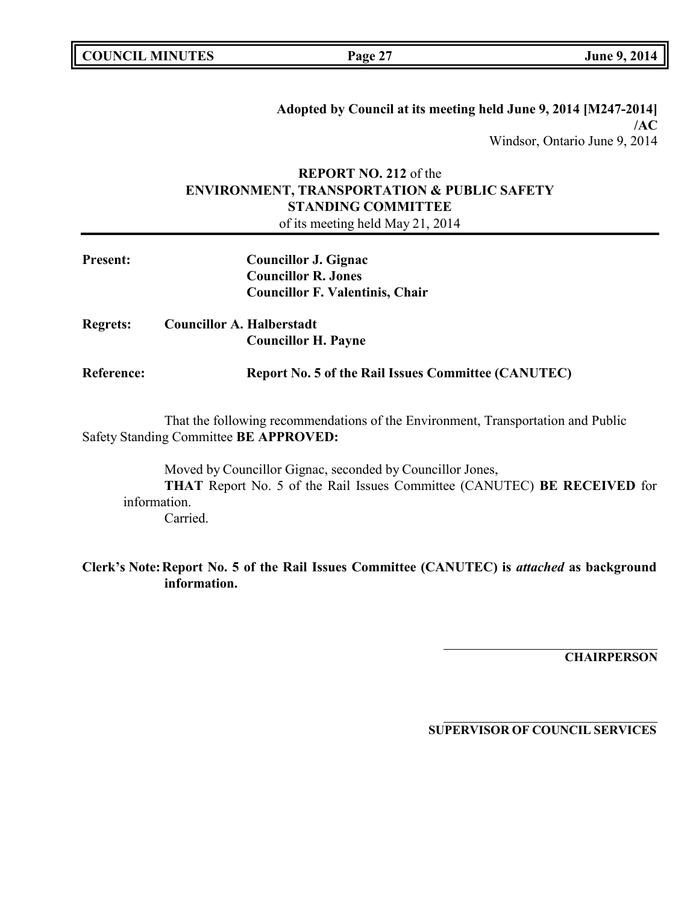**Adopted by Council at its meeting held June 9, 2014 [M247-2014]**
**/AC**
Windsor, Ontario June 9, 2014

**REPORT NO. 212** of the
**ENVIRONMENT, TRANSPORTATION & PUBLIC SAFETY**
**STANDING COMMITTEE**
of its meeting held May 21, 2014

**Present:** **Councillor J. Gignac**
**Councillor R. Jones**
**Councillor F. Valentinis, Chair**

**Regrets:** **Councillor A. Halberstadt**
**Councillor H. Payne**

**Reference:** **Report No. 5 of the Rail Issues Committee (CANUTEC)**

That the following recommendations of the Environment, Transportation and Public Safety Standing Committee **BE APPROVED:**

Moved by Councillor Gignac, seconded by Councillor Jones,
**THAT** Report No. 5 of the Rail Issues Committee (CANUTEC) **BE RECEIVED** for information.
Carried.

**Clerk's Note: Report No. 5 of the Rail Issues Committee (CANUTEC) is *attached* as background information.**

**CHAIRPERSON**

**SUPERVISOR OF COUNCIL SERVICES**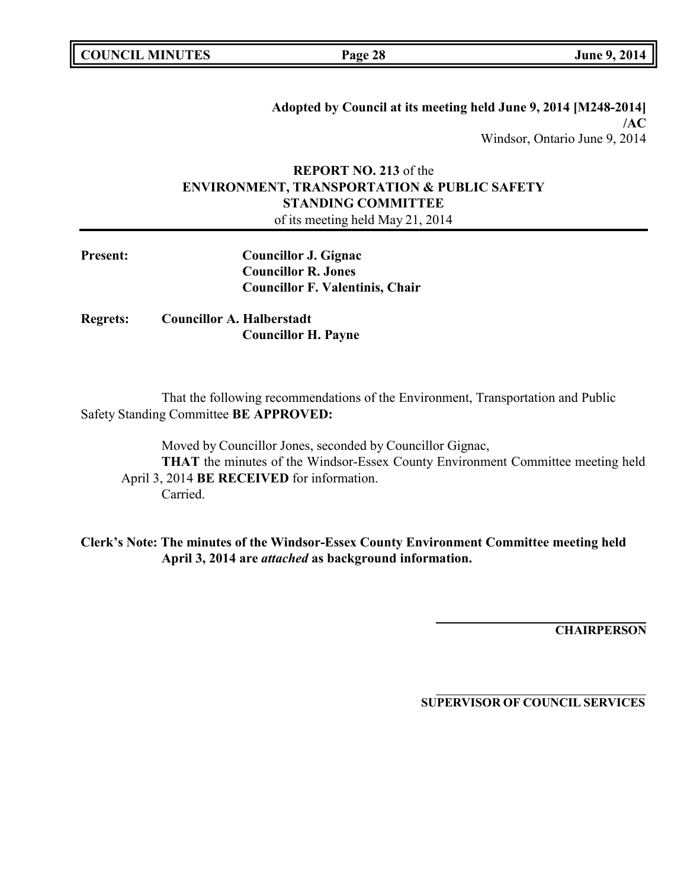**Adopted by Council at its meeting held June 9, 2014 [M248-2014]**
**/AC**
Windsor, Ontario June 9, 2014

**REPORT NO. 213** of the
**ENVIRONMENT, TRANSPORTATION & PUBLIC SAFETY STANDING COMMITTEE**
of its meeting held May 21, 2014

**Present:** **Councillor J. Gignac**
**Councillor R. Jones**
**Councillor F. Valentinis, Chair**

**Regrets:** **Councillor A. Halberstadt**
**Councillor H. Payne**

That the following recommendations of the Environment, Transportation and Public Safety Standing Committee **BE APPROVED:**

Moved by Councillor Jones, seconded by Councillor Gignac,
**THAT** the minutes of the Windsor-Essex County Environment Committee meeting held April 3, 2014 **BE RECEIVED** for information.
Carried.

**Clerk's Note: The minutes of the Windsor-Essex County Environment Committee meeting held April 3, 2014 are *attached* as background information.**

**CHAIRPERSON**

**SUPERVISOR OF COUNCIL SERVICES**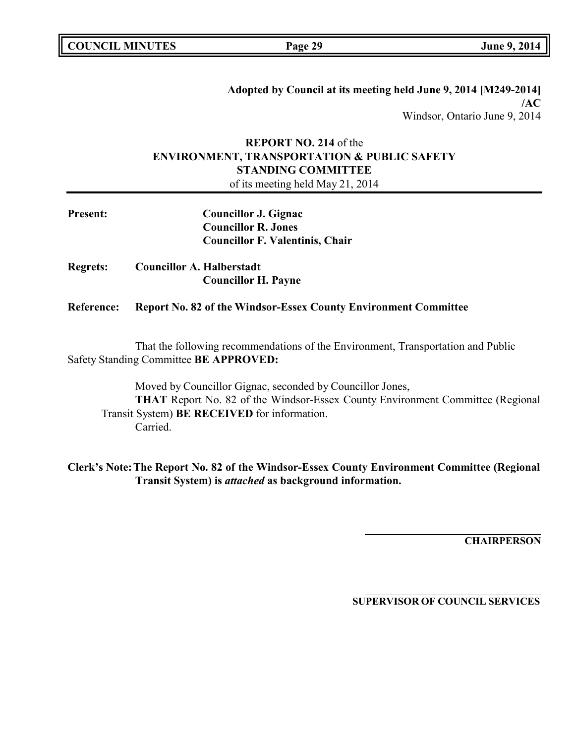**Adopted by Council at its meeting held June 9, 2014 [M249-2014]**
**/AC**
Windsor, Ontario June 9, 2014

**REPORT NO. 214** of the
**ENVIRONMENT, TRANSPORTATION & PUBLIC SAFETY STANDING COMMITTEE**
of its meeting held May 21, 2014

**Present:** **Councillor J. Gignac**
**Councillor R. Jones**
**Councillor F. Valentinis, Chair**

**Regrets:** **Councillor A. Halberstadt**
**Councillor H. Payne**

**Reference:** **Report No. 82 of the Windsor-Essex County Environment Committee**

That the following recommendations of the Environment, Transportation and Public Safety Standing Committee **BE APPROVED:**

Moved by Councillor Gignac, seconded by Councillor Jones,
**THAT** Report No. 82 of the Windsor-Essex County Environment Committee (Regional Transit System) **BE RECEIVED** for information.
Carried.

**Clerk's Note: The Report No. 82 of the Windsor-Essex County Environment Committee (Regional Transit System) is *attached* as background information.**

**CHAIRPERSON**

**SUPERVISOR OF COUNCIL SERVICES**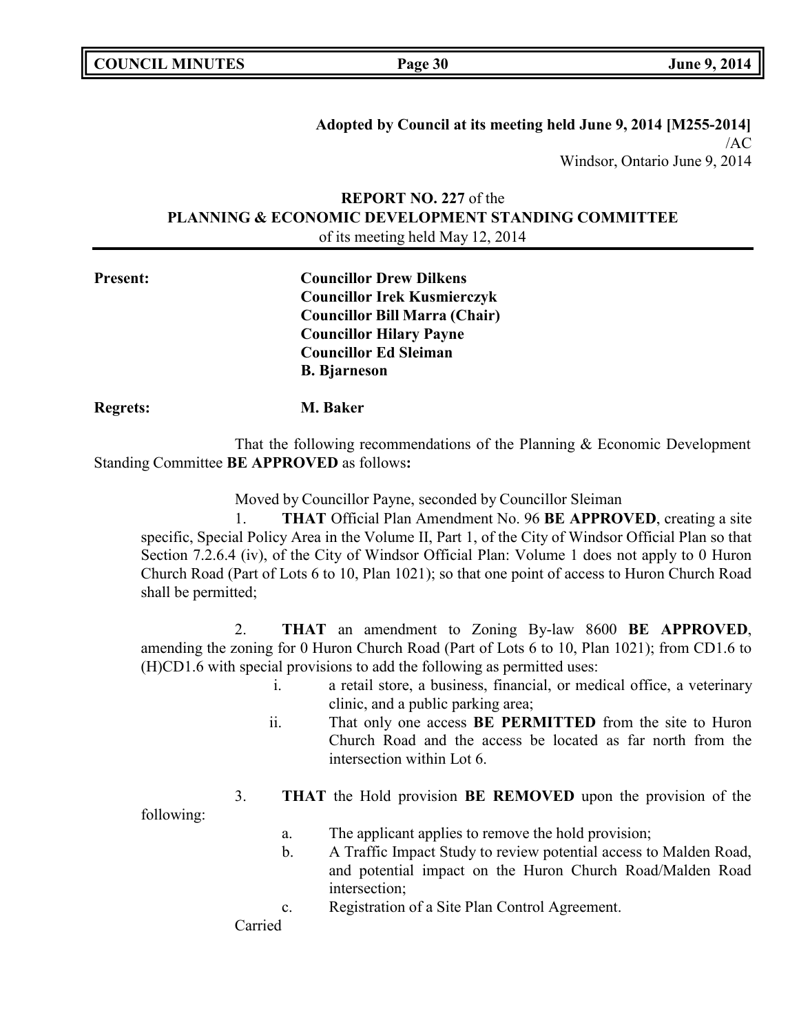**Adopted by Council at its meeting held June 9, 2014 [M255-2014]**
/AC
Windsor, Ontario June 9, 2014

**REPORT NO. 227** of the
**PLANNING & ECONOMIC DEVELOPMENT STANDING COMMITTEE**
of its meeting held May 12, 2014

**Present:** **Councillor Drew Dilkens**
**Councillor Irek Kusmierczyk**
**Councillor Bill Marra (Chair)**
**Councillor Hilary Payne**
**Councillor Ed Sleiman**
**B. Bjarneson**

**Regrets:** **M. Baker**

That the following recommendations of the Planning & Economic Development Standing Committee **BE APPROVED** as follows**:**

Moved by Councillor Payne, seconded by Councillor Sleiman

1. **THAT** Official Plan Amendment No. 96 **BE APPROVED**, creating a site specific, Special Policy Area in the Volume II, Part 1, of the City of Windsor Official Plan so that Section 7.2.6.4 (iv), of the City of Windsor Official Plan: Volume 1 does not apply to 0 Huron Church Road (Part of Lots 6 to 10, Plan 1021); so that one point of access to Huron Church Road shall be permitted;

2. **THAT** an amendment to Zoning By-law 8600 **BE APPROVED**, amending the zoning for 0 Huron Church Road (Part of Lots 6 to 10, Plan 1021); from CD1.6 to (H)CD1.6 with special provisions to add the following as permitted uses:
   i. a retail store, a business, financial, or medical office, a veterinary clinic, and a public parking area;
   ii. That only one access **BE PERMITTED** from the site to Huron Church Road and the access be located as far north from the intersection within Lot 6.

3. **THAT** the Hold provision **BE REMOVED** upon the provision of the following:
   a. The applicant applies to remove the hold provision;
   b. A Traffic Impact Study to review potential access to Malden Road, and potential impact on the Huron Church Road/Malden Road intersection;
   c. Registration of a Site Plan Control Agreement.

Carried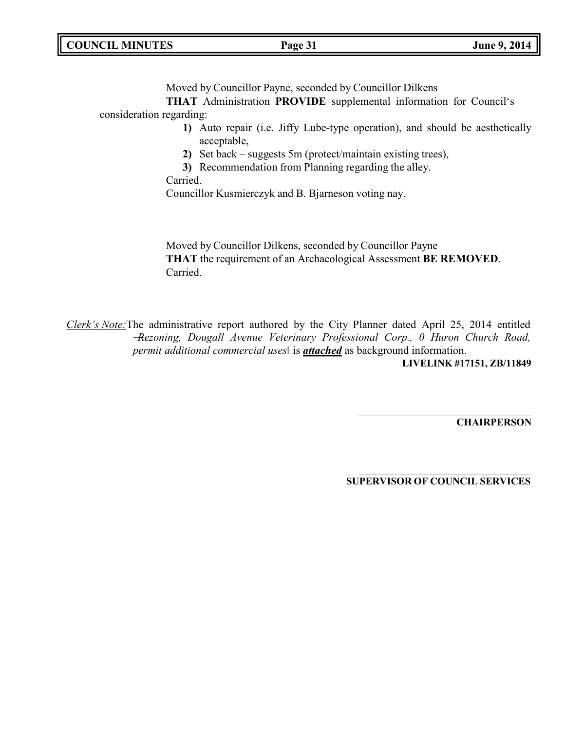Moved by Councillor Payne, seconded by Councillor Dilkens

**THAT** Administration **PROVIDE** supplemental information for Council's consideration regarding:

1) Auto repair (i.e. Jiffy Lube-type operation), and should be aesthetically acceptable,
2) Set back – suggests 5m (protect/maintain existing trees),
3) Recommendation from Planning regarding the alley.

Carried.

Councillor Kusmierczyk and B. Bjarneson voting nay.

Moved by Councillor Dilkens, seconded by Councillor Payne

**THAT** the requirement of an Archaeological Assessment **BE REMOVED**.

Carried.

*Clerk's Note:* The administrative report authored by the City Planner dated April 25, 2014 entitled "*Rezoning, Dougall Avenue Veterinary Professional Corp., 0 Huron Church Road, permit additional commercial uses*" is ***attached*** as background information.

**LIVELINK #17151, ZB/11849**

**CHAIRPERSON**

**SUPERVISOR OF COUNCIL SERVICES**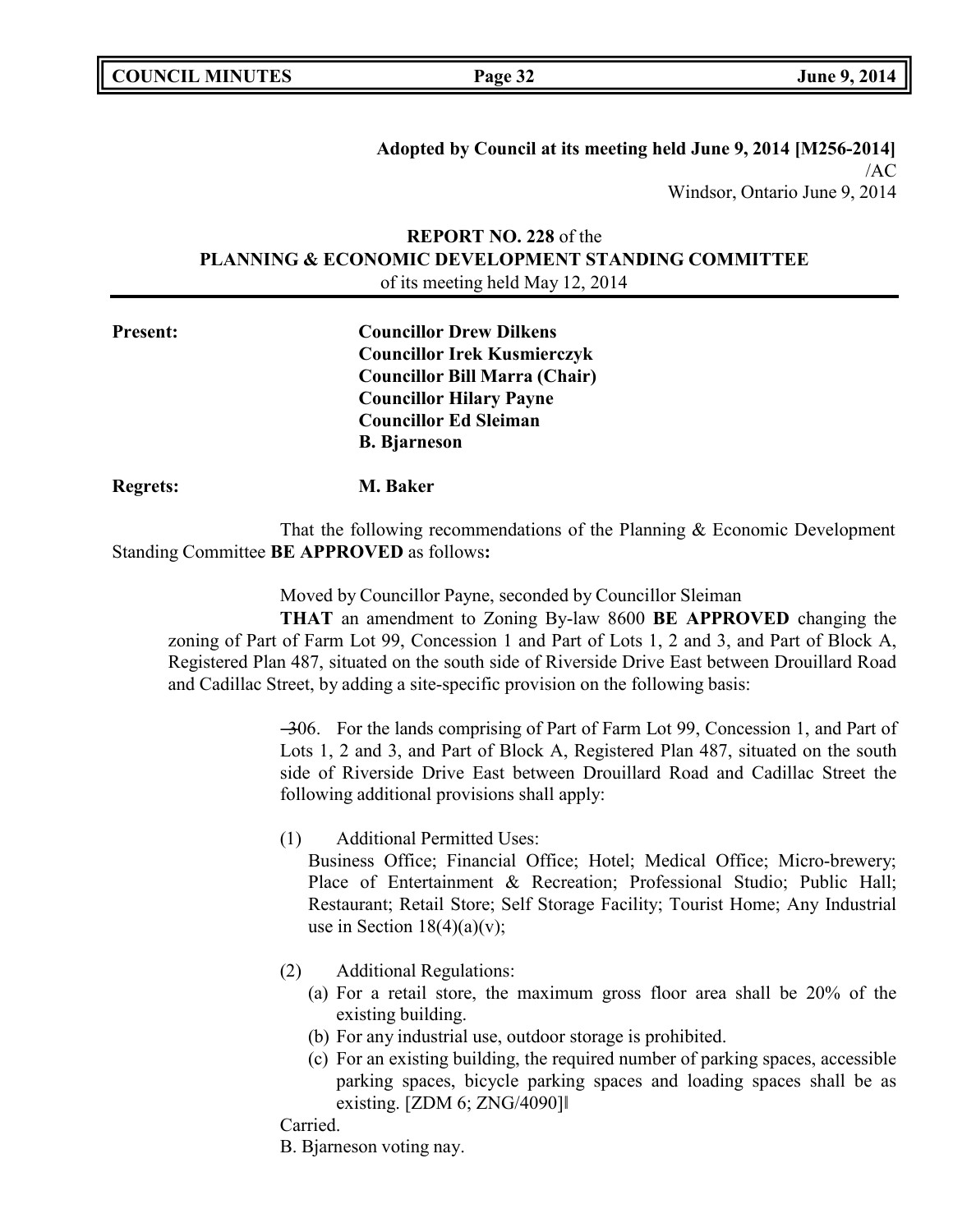**Adopted by Council at its meeting held June 9, 2014 [M256-2014]**
/AC
Windsor, Ontario June 9, 2014

**REPORT NO. 228** of the
**PLANNING & ECONOMIC DEVELOPMENT STANDING COMMITTEE**
of its meeting held May 12, 2014

**Present:**
**Councillor Drew Dilkens**
**Councillor Irek Kusmierczyk**
**Councillor Bill Marra (Chair)**
**Councillor Hilary Payne**
**Councillor Ed Sleiman**
**B. Bjarneson**

**Regrets:** **M. Baker**

That the following recommendations of the Planning & Economic Development Standing Committee **BE APPROVED** as follows**:**

Moved by Councillor Payne, seconded by Councillor Sleiman

**THAT** an amendment to Zoning By-law 8600 **BE APPROVED** changing the zoning of Part of Farm Lot 99, Concession 1 and Part of Lots 1, 2 and 3, and Part of Block A, Registered Plan 487, situated on the south side of Riverside Drive East between Drouillard Road and Cadillac Street, by adding a site-specific provision on the following basis:

"306. For the lands comprising of Part of Farm Lot 99, Concession 1, and Part of Lots 1, 2 and 3, and Part of Block A, Registered Plan 487, situated on the south side of Riverside Drive East between Drouillard Road and Cadillac Street the following additional provisions shall apply:

(1) Additional Permitted Uses:
Business Office; Financial Office; Hotel; Medical Office; Micro-brewery; Place of Entertainment & Recreation; Professional Studio; Public Hall; Restaurant; Retail Store; Self Storage Facility; Tourist Home; Any Industrial use in Section 18(4)(a)(v);

(2) Additional Regulations:
(a) For a retail store, the maximum gross floor area shall be 20% of the existing building.
(b) For any industrial use, outdoor storage is prohibited.
(c) For an existing building, the required number of parking spaces, accessible parking spaces, bicycle parking spaces and loading spaces shall be as existing. [ZDM 6; ZNG/4090]"

Carried.
B. Bjarneson voting nay.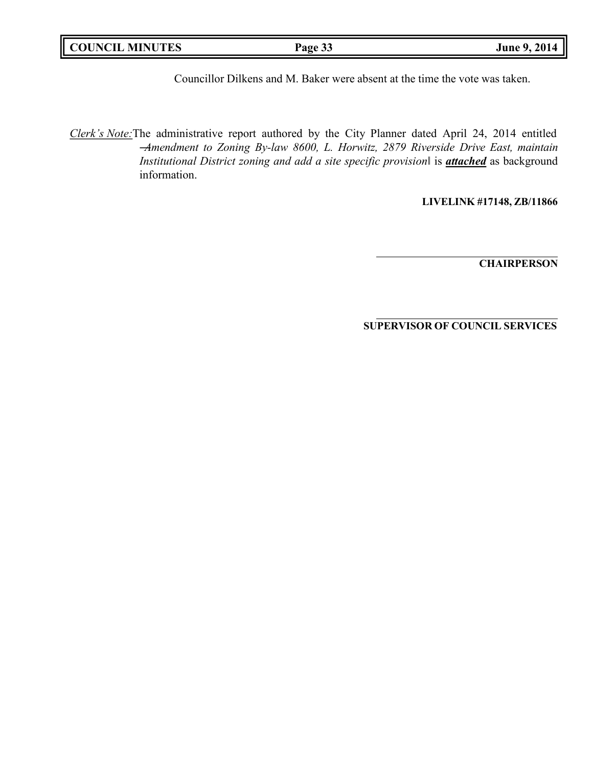Councillor Dilkens and M. Baker were absent at the time the vote was taken.

*Clerk's Note:* The administrative report authored by the City Planner dated April 24, 2014 entitled ―*Amendment to Zoning By-law 8600, L. Horwitz, 2879 Riverside Drive East, maintain Institutional District zoning and add a site specific provision*‖ is ***attached*** as background information.

**LIVELINK #17148, ZB/11866**

---

**CHAIRPERSON**

---

**SUPERVISOR OF COUNCIL SERVICES**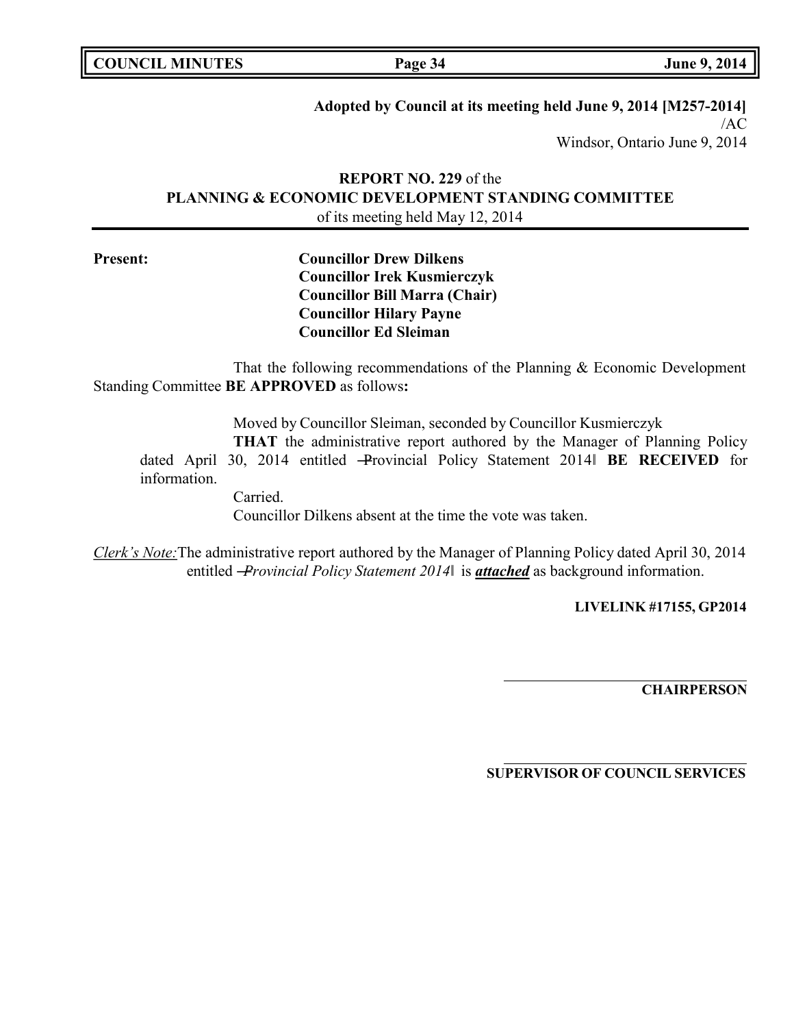**Adopted by Council at its meeting held June 9, 2014 [M257-2014]**
/AC
Windsor, Ontario June 9, 2014

**REPORT NO. 229** of the
**PLANNING & ECONOMIC DEVELOPMENT STANDING COMMITTEE**
of its meeting held May 12, 2014

**Present:**

**Councillor Drew Dilkens**
**Councillor Irek Kusmierczyk**
**Councillor Bill Marra (Chair)**
**Councillor Hilary Payne**
**Councillor Ed Sleiman**

That the following recommendations of the Planning & Economic Development Standing Committee **BE APPROVED** as follows**:**

Moved by Councillor Sleiman, seconded by Councillor Kusmierczyk

**THAT** the administrative report authored by the Manager of Planning Policy dated April 30, 2014 entitled ―Provincial Policy Statement 2014‖ **BE RECEIVED** for information.

Carried.

Councillor Dilkens absent at the time the vote was taken.

*Clerk's Note:* The administrative report authored by the Manager of Planning Policy dated April 30, 2014 entitled *―Provincial Policy Statement 2014‖* is ***attached*** as background information.

**LIVELINK #17155, GP2014**

**CHAIRPERSON**

**SUPERVISOR OF COUNCIL SERVICES**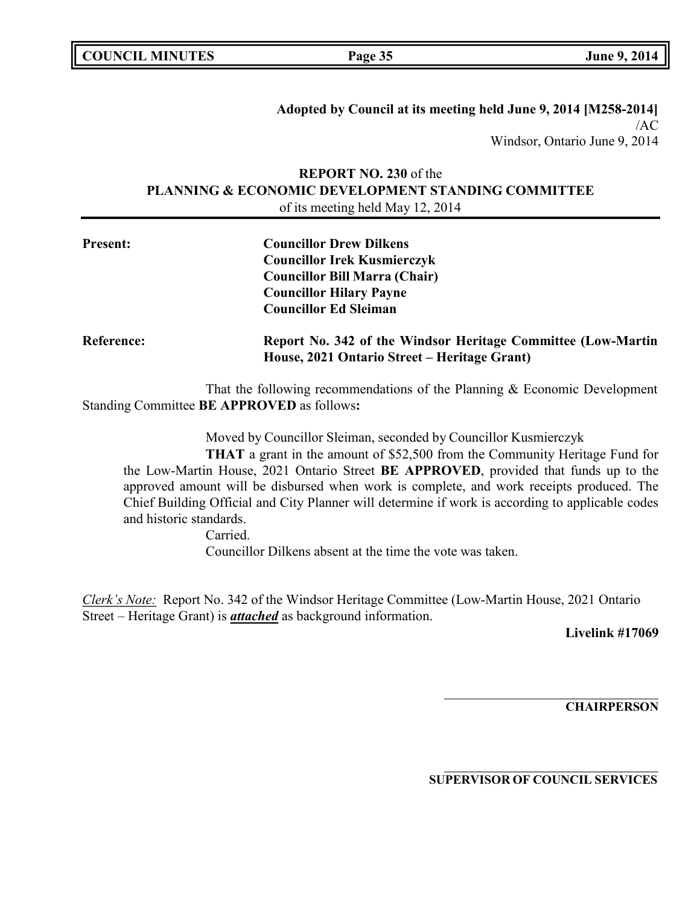**Adopted by Council at its meeting held June 9, 2014 [M258-2014]**
/AC
Windsor, Ontario June 9, 2014

**REPORT NO. 230** of the
**PLANNING & ECONOMIC DEVELOPMENT STANDING COMMITTEE**
of its meeting held May 12, 2014

**Present:**

**Councillor Drew Dilkens**
**Councillor Irek Kusmierczyk**
**Councillor Bill Marra (Chair)**
**Councillor Hilary Payne**
**Councillor Ed Sleiman**

**Reference:** **Report No. 342 of the Windsor Heritage Committee (Low-Martin House, 2021 Ontario Street – Heritage Grant)**

That the following recommendations of the Planning & Economic Development Standing Committee **BE APPROVED** as follows**:**

Moved by Councillor Sleiman, seconded by Councillor Kusmierczyk

**THAT** a grant in the amount of $52,500 from the Community Heritage Fund for the Low-Martin House, 2021 Ontario Street **BE APPROVED**, provided that funds up to the approved amount will be disbursed when work is complete, and work receipts produced. The Chief Building Official and City Planner will determine if work is according to applicable codes and historic standards.

Carried.

Councillor Dilkens absent at the time the vote was taken.

*Clerk's Note:* Report No. 342 of the Windsor Heritage Committee (Low-Martin House, 2021 Ontario Street – Heritage Grant) is ***attached*** as background information.

**Livelink #17069**

**CHAIRPERSON**

**SUPERVISOR OF COUNCIL SERVICES**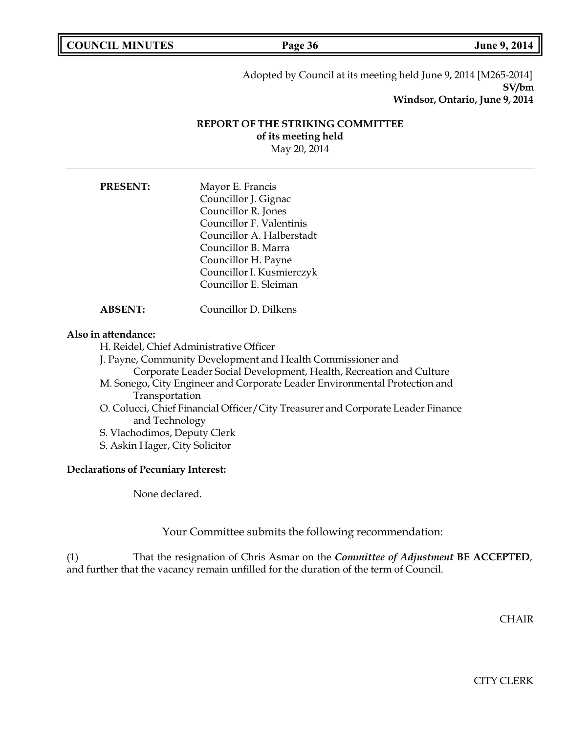Adopted by Council at its meeting held June 9, 2014 [M265-2014]
**SV/bm**
**Windsor, Ontario, June 9, 2014**

**REPORT OF THE STRIKING COMMITTEE**
**of its meeting held**
May 20, 2014

---

**PRESENT:** Mayor E. Francis
Councillor J. Gignac
Councillor R. Jones
Councillor F. Valentinis
Councillor A. Halberstadt
Councillor B. Marra
Councillor H. Payne
Councillor I. Kusmierczyk
Councillor E. Sleiman

**ABSENT:** Councillor D. Dilkens

**Also in attendance:**

H. Reidel, Chief Administrative Officer
J. Payne, Community Development and Health Commissioner and Corporate Leader Social Development, Health, Recreation and Culture
M. Sonego, City Engineer and Corporate Leader Environmental Protection and Transportation
O. Colucci, Chief Financial Officer/City Treasurer and Corporate Leader Finance and Technology
S. Vlachodimos, Deputy Clerk
S. Askin Hager, City Solicitor

**Declarations of Pecuniary Interest:**

None declared.

Your Committee submits the following recommendation:

(1) That the resignation of Chris Asmar on the ***Committee of Adjustment*** **BE ACCEPTED**, and further that the vacancy remain unfilled for the duration of the term of Council.

CHAIR

CITY CLERK